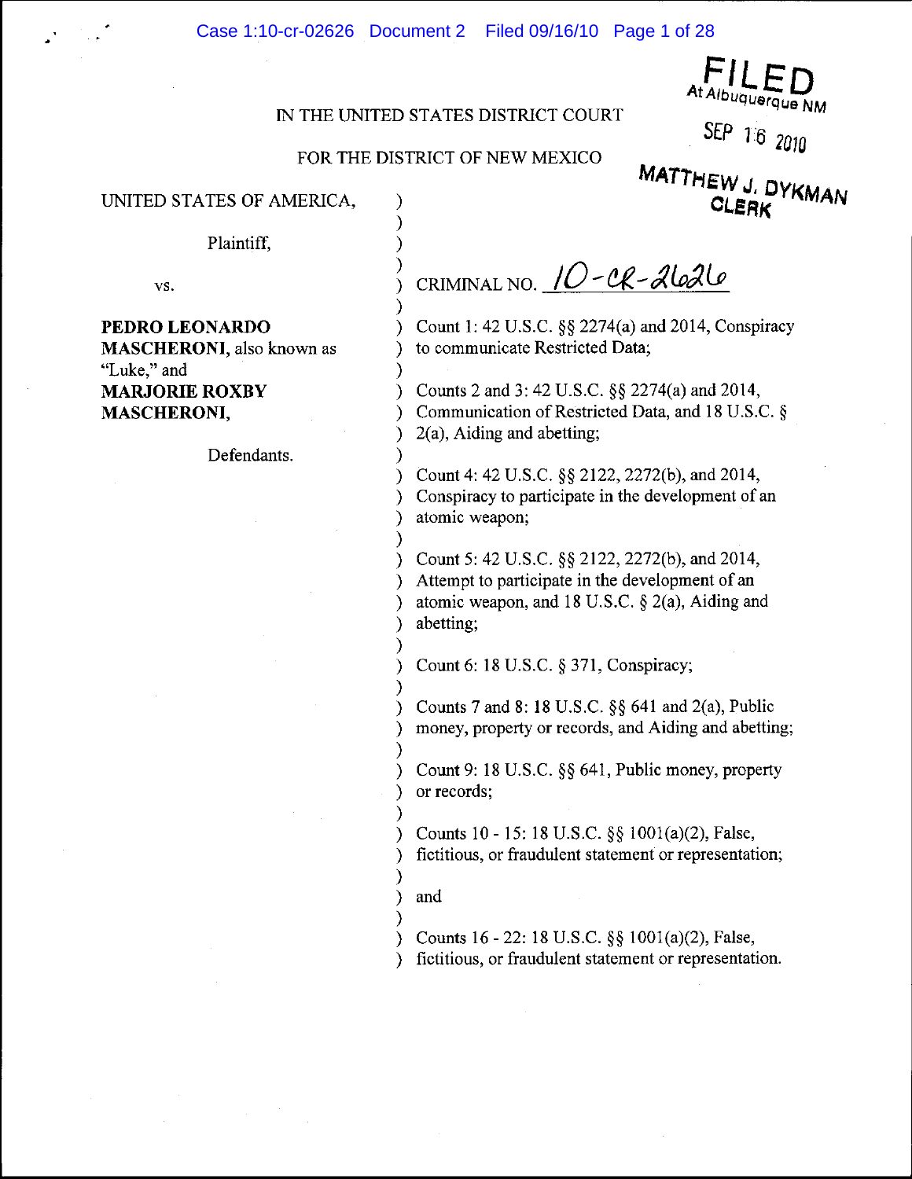FILED
At Albuquerque NM

SEP 16 2010

MATTHEW J. DYKMAN
CLERK

IN THE UNITED STATES DISTRICT COURT

FOR THE DISTRICT OF NEW MEXICO

UNITED STATES OF AMERICA,

Plaintiff,

vs.

**PEDRO LEONARDO MASCHERONI**, also known as "Luke," and
**MARJORIE ROXBY MASCHERONI**,

Defendants.

CRIMINAL NO. 10-CR-2626

Count 1: 42 U.S.C. §§ 2274(a) and 2014, Conspiracy to communicate Restricted Data;

Counts 2 and 3: 42 U.S.C. §§ 2274(a) and 2014, Communication of Restricted Data, and 18 U.S.C. § 2(a), Aiding and abetting;

Count 4: 42 U.S.C. §§ 2122, 2272(b), and 2014, Conspiracy to participate in the development of an atomic weapon;

Count 5: 42 U.S.C. §§ 2122, 2272(b), and 2014, Attempt to participate in the development of an atomic weapon, and 18 U.S.C. § 2(a), Aiding and abetting;

Count 6: 18 U.S.C. § 371, Conspiracy;

Counts 7 and 8: 18 U.S.C. §§ 641 and 2(a), Public money, property or records, and Aiding and abetting;

Count 9: 18 U.S.C. §§ 641, Public money, property or records;

Counts 10 - 15: 18 U.S.C. §§ 1001(a)(2), False, fictitious, or fraudulent statement or representation;

and

Counts 16 - 22: 18 U.S.C. §§ 1001(a)(2), False, fictitious, or fraudulent statement or representation.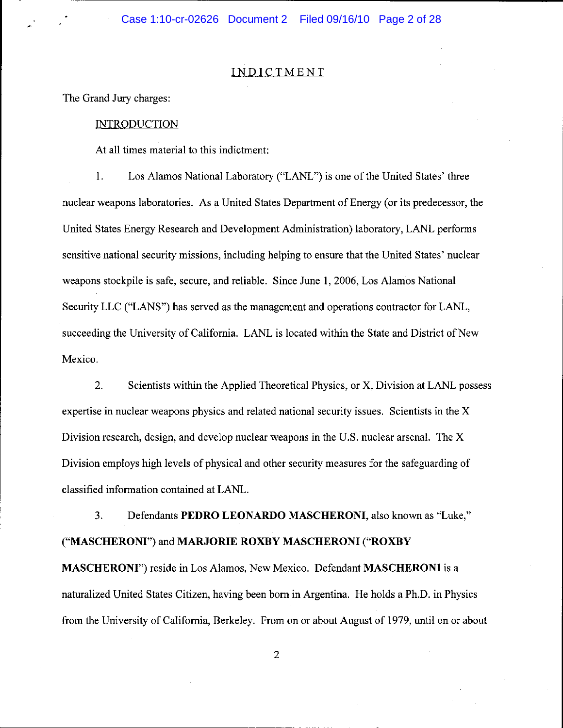# INDICTMENT

The Grand Jury charges:

## INTRODUCTION

At all times material to this indictment:

1. Los Alamos National Laboratory ("LANL") is one of the United States' three nuclear weapons laboratories. As a United States Department of Energy (or its predecessor, the United States Energy Research and Development Administration) laboratory, LANL performs sensitive national security missions, including helping to ensure that the United States' nuclear weapons stockpile is safe, secure, and reliable. Since June 1, 2006, Los Alamos National Security LLC ("LANS") has served as the management and operations contractor for LANL, succeeding the University of California. LANL is located within the State and District of New Mexico.

2. Scientists within the Applied Theoretical Physics, or X, Division at LANL possess expertise in nuclear weapons physics and related national security issues. Scientists in the X Division research, design, and develop nuclear weapons in the U.S. nuclear arsenal. The X Division employs high levels of physical and other security measures for the safeguarding of classified information contained at LANL.

3. Defendants **PEDRO LEONARDO MASCHERONI**, also known as "Luke," ("**MASCHERONI**") and **MARJORIE ROXBY MASCHERONI** ("**ROXBY MASCHERONI**") reside in Los Alamos, New Mexico. Defendant **MASCHERONI** is a naturalized United States Citizen, having been born in Argentina. He holds a Ph.D. in Physics from the University of California, Berkeley. From on or about August of 1979, until on or about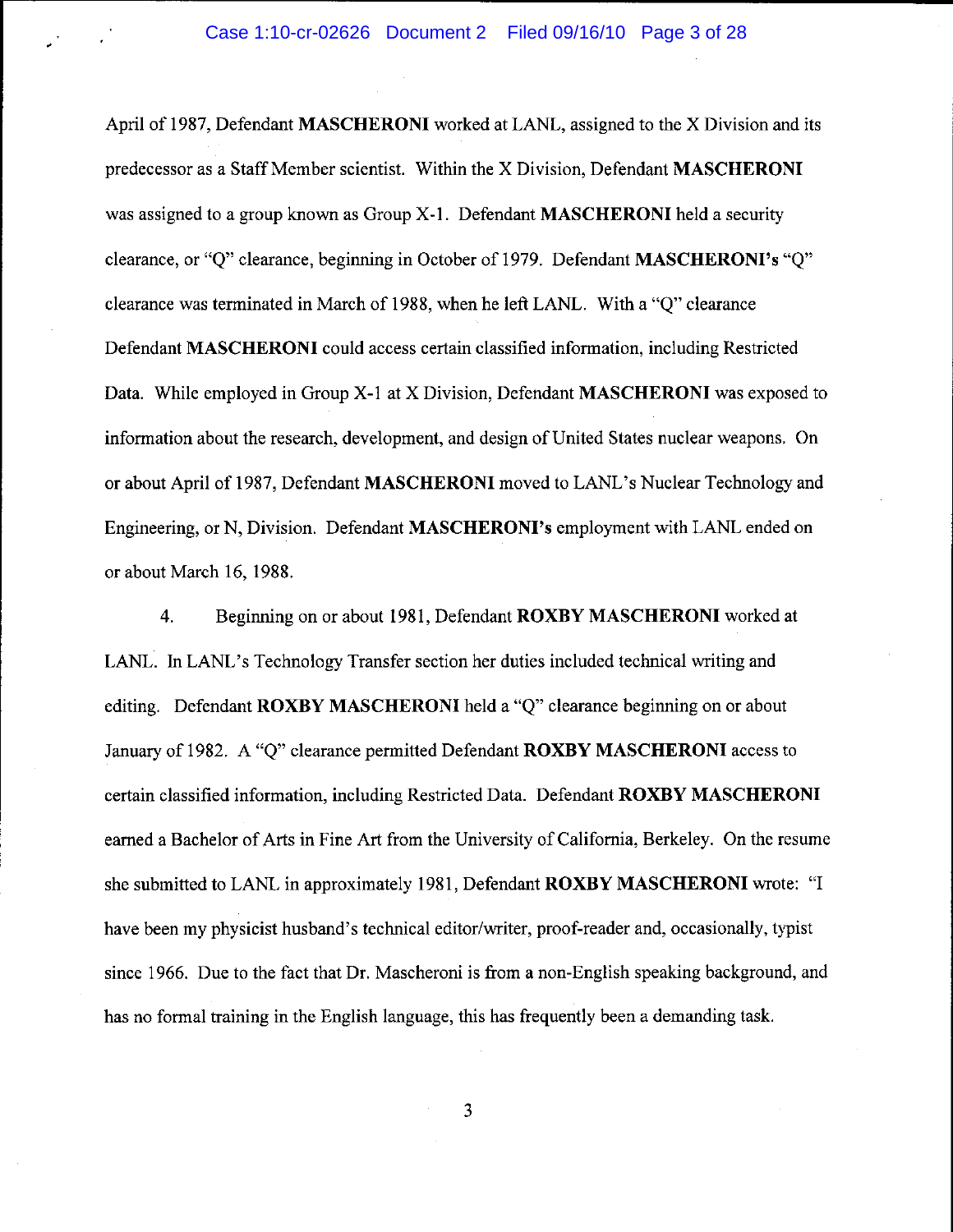April of 1987, Defendant **MASCHERONI** worked at LANL, assigned to the X Division and its predecessor as a Staff Member scientist. Within the X Division, Defendant **MASCHERONI** was assigned to a group known as Group X-1. Defendant **MASCHERONI** held a security clearance, or "Q" clearance, beginning in October of 1979. Defendant **MASCHERONI's** "Q" clearance was terminated in March of 1988, when he left LANL. With a "Q" clearance Defendant **MASCHERONI** could access certain classified information, including Restricted Data. While employed in Group X-1 at X Division, Defendant **MASCHERONI** was exposed to information about the research, development, and design of United States nuclear weapons. On or about April of 1987, Defendant **MASCHERONI** moved to LANL's Nuclear Technology and Engineering, or N, Division. Defendant **MASCHERONI's** employment with LANL ended on or about March 16, 1988.

4. Beginning on or about 1981, Defendant **ROXBY MASCHERONI** worked at LANL. In LANL's Technology Transfer section her duties included technical writing and editing. Defendant **ROXBY MASCHERONI** held a "Q" clearance beginning on or about January of 1982. A "Q" clearance permitted Defendant **ROXBY MASCHERONI** access to certain classified information, including Restricted Data. Defendant **ROXBY MASCHERONI** earned a Bachelor of Arts in Fine Art from the University of California, Berkeley. On the resume she submitted to LANL in approximately 1981, Defendant **ROXBY MASCHERONI** wrote: "I have been my physicist husband's technical editor/writer, proof-reader and, occasionally, typist since 1966. Due to the fact that Dr. Mascheroni is from a non-English speaking background, and has no formal training in the English language, this has frequently been a demanding task.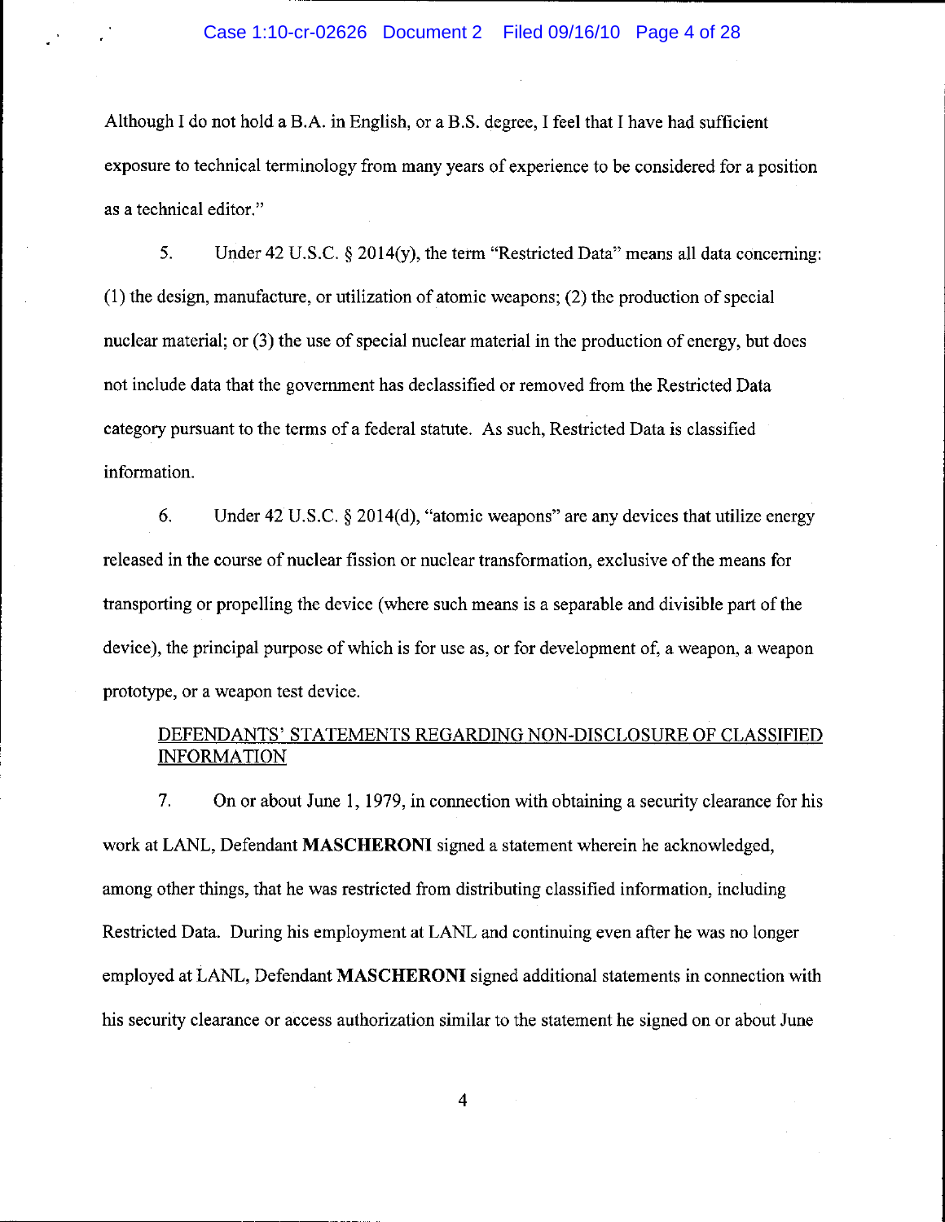Although I do not hold a B.A. in English, or a B.S. degree, I feel that I have had sufficient exposure to technical terminology from many years of experience to be considered for a position as a technical editor."

5. Under 42 U.S.C. § 2014(y), the term "Restricted Data" means all data concerning: (1) the design, manufacture, or utilization of atomic weapons; (2) the production of special nuclear material; or (3) the use of special nuclear material in the production of energy, but does not include data that the government has declassified or removed from the Restricted Data category pursuant to the terms of a federal statute. As such, Restricted Data is classified information.

6. Under 42 U.S.C. § 2014(d), "atomic weapons" are any devices that utilize energy released in the course of nuclear fission or nuclear transformation, exclusive of the means for transporting or propelling the device (where such means is a separable and divisible part of the device), the principal purpose of which is for use as, or for development of, a weapon, a weapon prototype, or a weapon test device.

DEFENDANTS' STATEMENTS REGARDING NON-DISCLOSURE OF CLASSIFIED INFORMATION

7. On or about June 1, 1979, in connection with obtaining a security clearance for his work at LANL, Defendant **MASCHERONI** signed a statement wherein he acknowledged, among other things, that he was restricted from distributing classified information, including Restricted Data. During his employment at LANL and continuing even after he was no longer employed at LANL, Defendant **MASCHERONI** signed additional statements in connection with his security clearance or access authorization similar to the statement he signed on or about June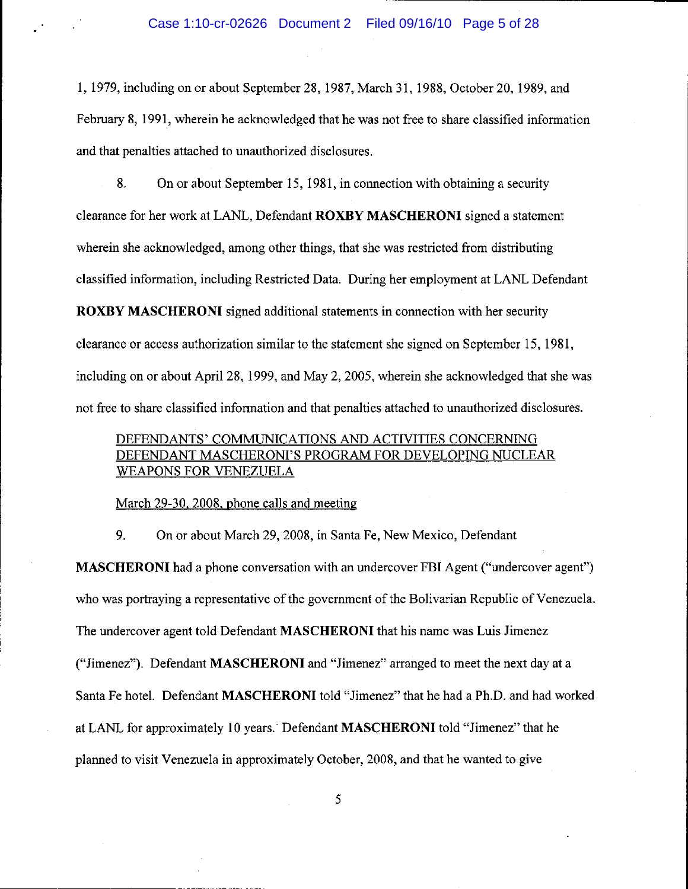1, 1979, including on or about September 28, 1987, March 31, 1988, October 20, 1989, and February 8, 1991, wherein he acknowledged that he was not free to share classified information and that penalties attached to unauthorized disclosures.

8. On or about September 15, 1981, in connection with obtaining a security clearance for her work at LANL, Defendant **ROXBY MASCHERONI** signed a statement wherein she acknowledged, among other things, that she was restricted from distributing classified information, including Restricted Data. During her employment at LANL Defendant **ROXBY MASCHERONI** signed additional statements in connection with her security clearance or access authorization similar to the statement she signed on September 15, 1981, including on or about April 28, 1999, and May 2, 2005, wherein she acknowledged that she was not free to share classified information and that penalties attached to unauthorized disclosures.

<u>DEFENDANTS' COMMUNICATIONS AND ACTIVITIES CONCERNING DEFENDANT MASCHERONI'S PROGRAM FOR DEVELOPING NUCLEAR WEAPONS FOR VENEZUELA</u>

<u>March 29-30, 2008, phone calls and meeting</u>

9. On or about March 29, 2008, in Santa Fe, New Mexico, Defendant **MASCHERONI** had a phone conversation with an undercover FBI Agent ("undercover agent") who was portraying a representative of the government of the Bolivarian Republic of Venezuela. The undercover agent told Defendant **MASCHERONI** that his name was Luis Jimenez ("Jimenez"). Defendant **MASCHERONI** and "Jimenez" arranged to meet the next day at a Santa Fe hotel. Defendant **MASCHERONI** told "Jimenez" that he had a Ph.D. and had worked at LANL for approximately 10 years. Defendant **MASCHERONI** told "Jimenez" that he planned to visit Venezuela in approximately October, 2008, and that he wanted to give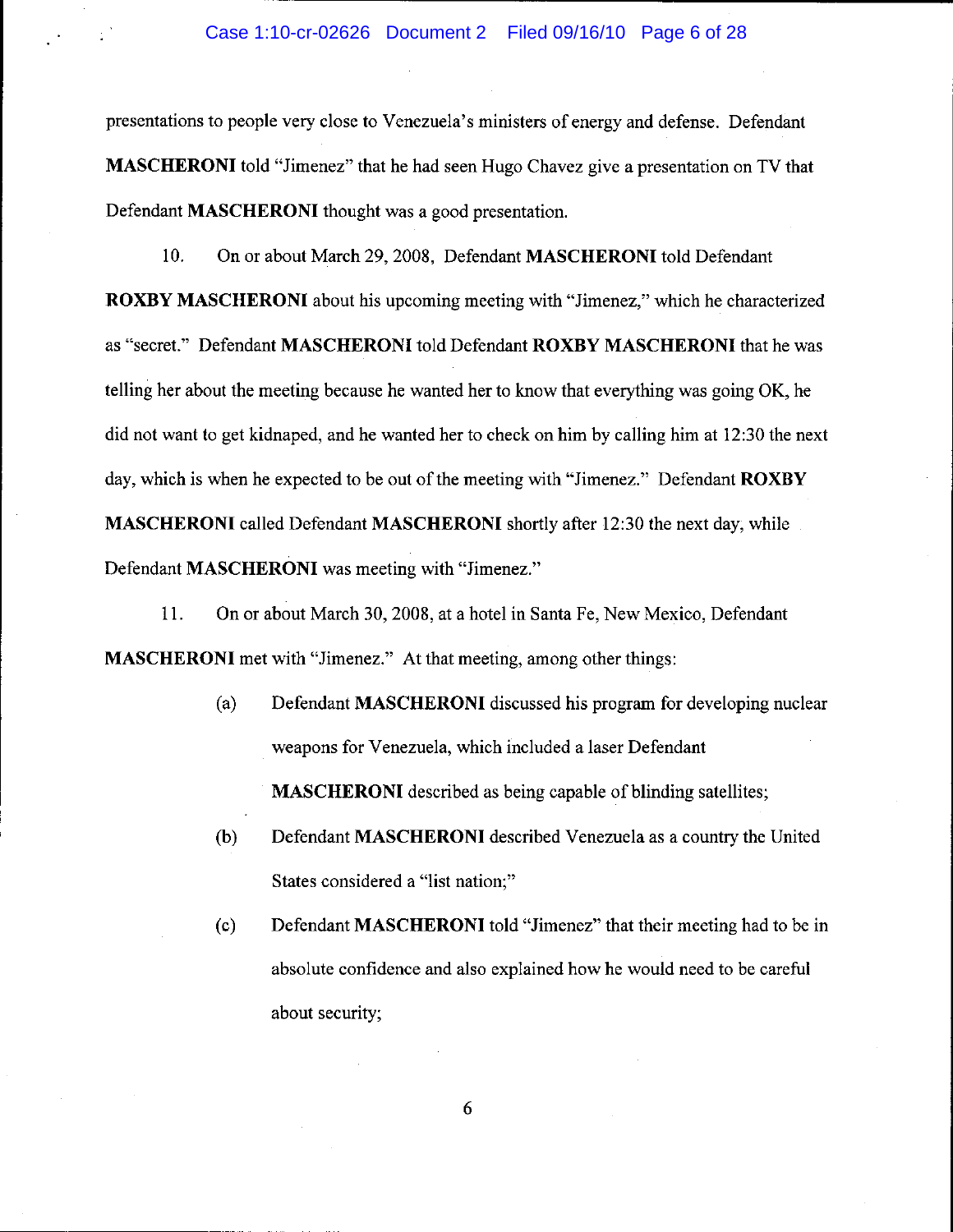presentations to people very close to Venezuela's ministers of energy and defense. Defendant **MASCHERONI** told "Jimenez" that he had seen Hugo Chavez give a presentation on TV that Defendant **MASCHERONI** thought was a good presentation.

10. On or about March 29, 2008, Defendant **MASCHERONI** told Defendant **ROXBY MASCHERONI** about his upcoming meeting with "Jimenez," which he characterized as "secret." Defendant **MASCHERONI** told Defendant **ROXBY MASCHERONI** that he was telling her about the meeting because he wanted her to know that everything was going OK, he did not want to get kidnaped, and he wanted her to check on him by calling him at 12:30 the next day, which is when he expected to be out of the meeting with "Jimenez." Defendant **ROXBY MASCHERONI** called Defendant **MASCHERONI** shortly after 12:30 the next day, while Defendant **MASCHERONI** was meeting with "Jimenez."

11. On or about March 30, 2008, at a hotel in Santa Fe, New Mexico, Defendant **MASCHERONI** met with "Jimenez." At that meeting, among other things:

(a) Defendant **MASCHERONI** discussed his program for developing nuclear weapons for Venezuela, which included a laser Defendant **MASCHERONI** described as being capable of blinding satellites;

(b) Defendant **MASCHERONI** described Venezuela as a country the United States considered a "list nation;"

(c) Defendant **MASCHERONI** told "Jimenez" that their meeting had to be in absolute confidence and also explained how he would need to be careful about security;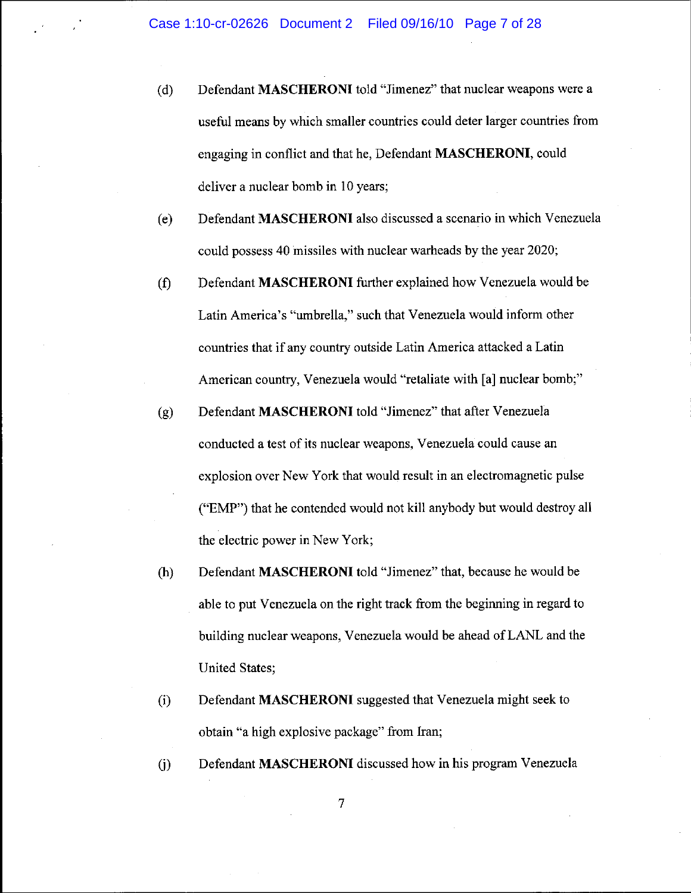(d) Defendant **MASCHERONI** told "Jimenez" that nuclear weapons were a useful means by which smaller countries could deter larger countries from engaging in conflict and that he, Defendant **MASCHERONI**, could deliver a nuclear bomb in 10 years;

(e) Defendant **MASCHERONI** also discussed a scenario in which Venezuela could possess 40 missiles with nuclear warheads by the year 2020;

(f) Defendant **MASCHERONI** further explained how Venezuela would be Latin America's "umbrella," such that Venezuela would inform other countries that if any country outside Latin America attacked a Latin American country, Venezuela would "retaliate with [a] nuclear bomb;"

(g) Defendant **MASCHERONI** told "Jimenez" that after Venezuela conducted a test of its nuclear weapons, Venezuela could cause an explosion over New York that would result in an electromagnetic pulse ("EMP") that he contended would not kill anybody but would destroy all the electric power in New York;

(h) Defendant **MASCHERONI** told "Jimenez" that, because he would be able to put Venezuela on the right track from the beginning in regard to building nuclear weapons, Venezuela would be ahead of LANL and the United States;

(i) Defendant **MASCHERONI** suggested that Venezuela might seek to obtain "a high explosive package" from Iran;

(j) Defendant **MASCHERONI** discussed how in his program Venezuela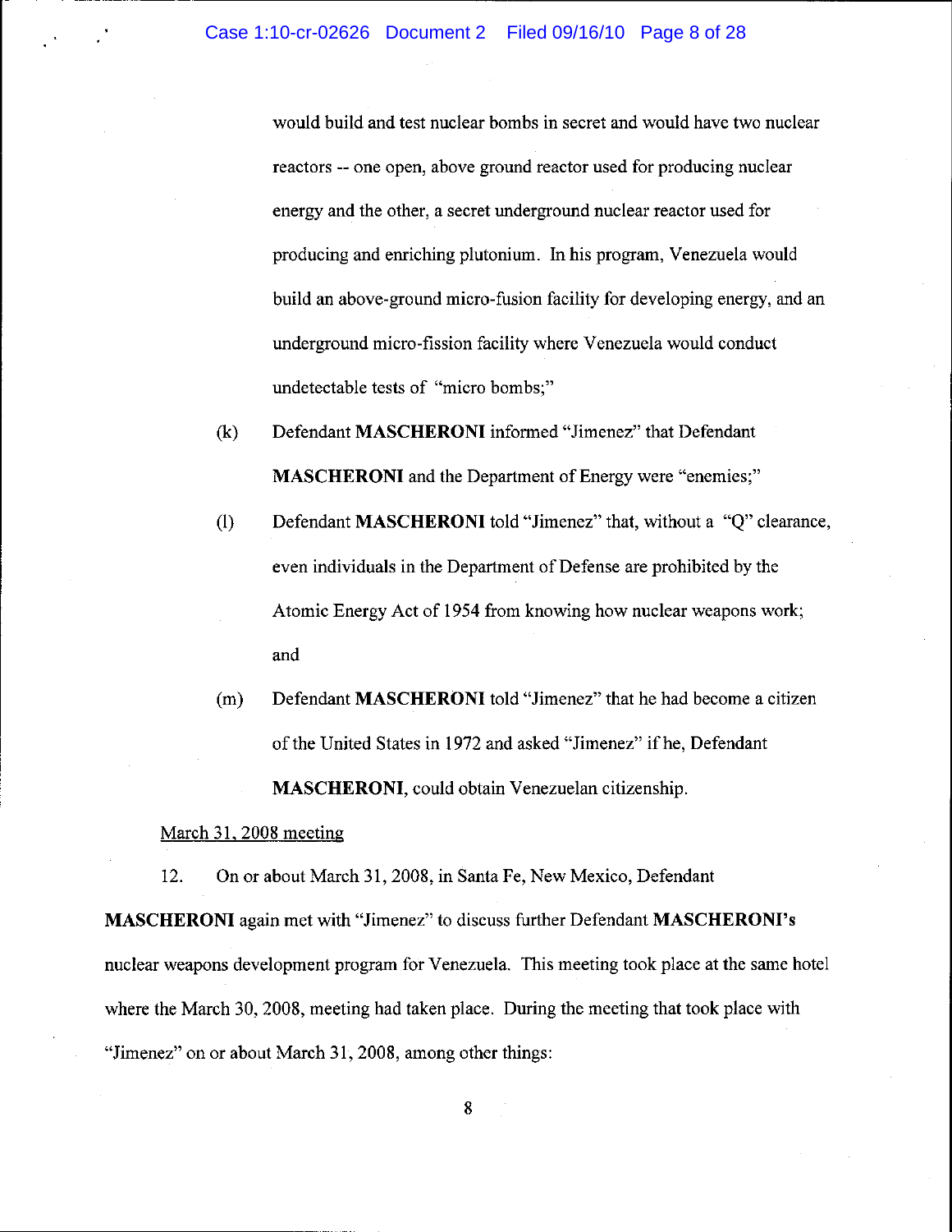would build and test nuclear bombs in secret and would have two nuclear reactors -- one open, above ground reactor used for producing nuclear energy and the other, a secret underground nuclear reactor used for producing and enriching plutonium. In his program, Venezuela would build an above-ground micro-fusion facility for developing energy, and an underground micro-fission facility where Venezuela would conduct undetectable tests of "micro bombs;"

(k) Defendant **MASCHERONI** informed "Jimenez" that Defendant **MASCHERONI** and the Department of Energy were "enemies;"

(l) Defendant **MASCHERONI** told "Jimenez" that, without a "Q" clearance, even individuals in the Department of Defense are prohibited by the Atomic Energy Act of 1954 from knowing how nuclear weapons work; and

(m) Defendant **MASCHERONI** told "Jimenez" that he had become a citizen of the United States in 1972 and asked "Jimenez" if he, Defendant **MASCHERONI**, could obtain Venezuelan citizenship.

March 31, 2008 meeting

12. On or about March 31, 2008, in Santa Fe, New Mexico, Defendant **MASCHERONI** again met with "Jimenez" to discuss further Defendant **MASCHERONI's** nuclear weapons development program for Venezuela. This meeting took place at the same hotel where the March 30, 2008, meeting had taken place. During the meeting that took place with "Jimenez" on or about March 31, 2008, among other things: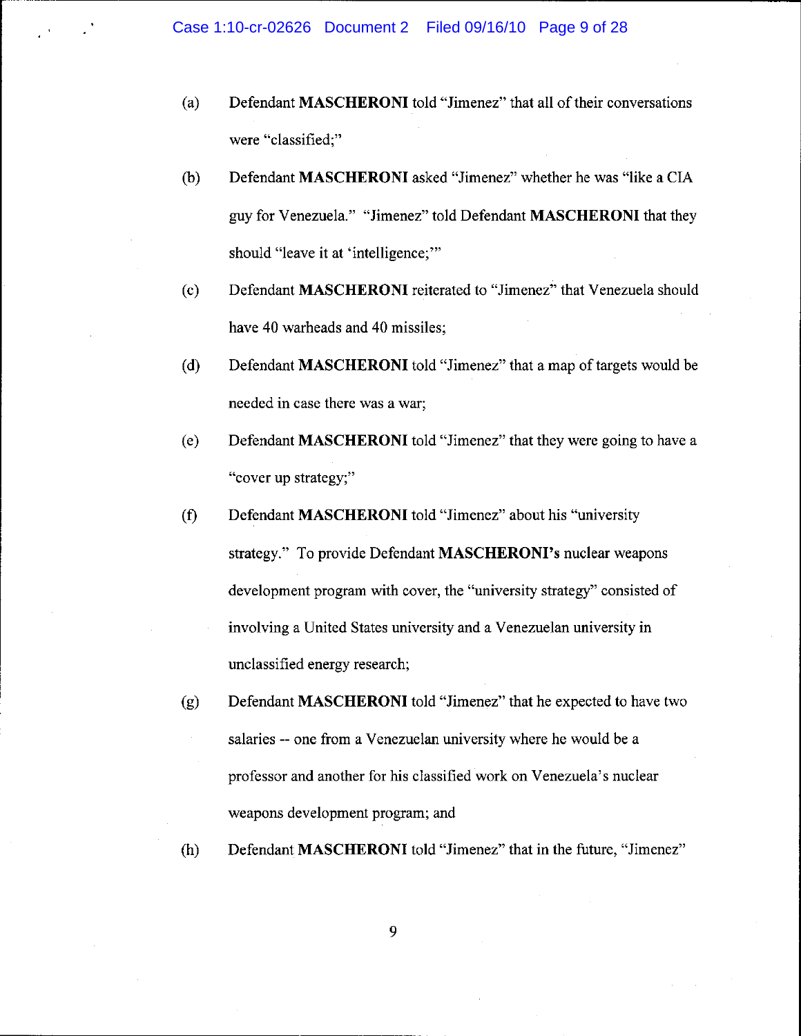(a) Defendant **MASCHERONI** told "Jimenez" that all of their conversations were "classified;"

(b) Defendant **MASCHERONI** asked "Jimenez" whether he was "like a CIA guy for Venezuela." "Jimenez" told Defendant **MASCHERONI** that they should "leave it at 'intelligence;'"

(c) Defendant **MASCHERONI** reiterated to "Jimenez" that Venezuela should have 40 warheads and 40 missiles;

(d) Defendant **MASCHERONI** told "Jimenez" that a map of targets would be needed in case there was a war;

(e) Defendant **MASCHERONI** told "Jimenez" that they were going to have a "cover up strategy;"

(f) Defendant **MASCHERONI** told "Jimenez" about his "university strategy." To provide Defendant **MASCHERONI's** nuclear weapons development program with cover, the "university strategy" consisted of involving a United States university and a Venezuelan university in unclassified energy research;

(g) Defendant **MASCHERONI** told "Jimenez" that he expected to have two salaries -- one from a Venezuelan university where he would be a professor and another for his classified work on Venezuela's nuclear weapons development program; and

(h) Defendant **MASCHERONI** told "Jimenez" that in the future, "Jimenez"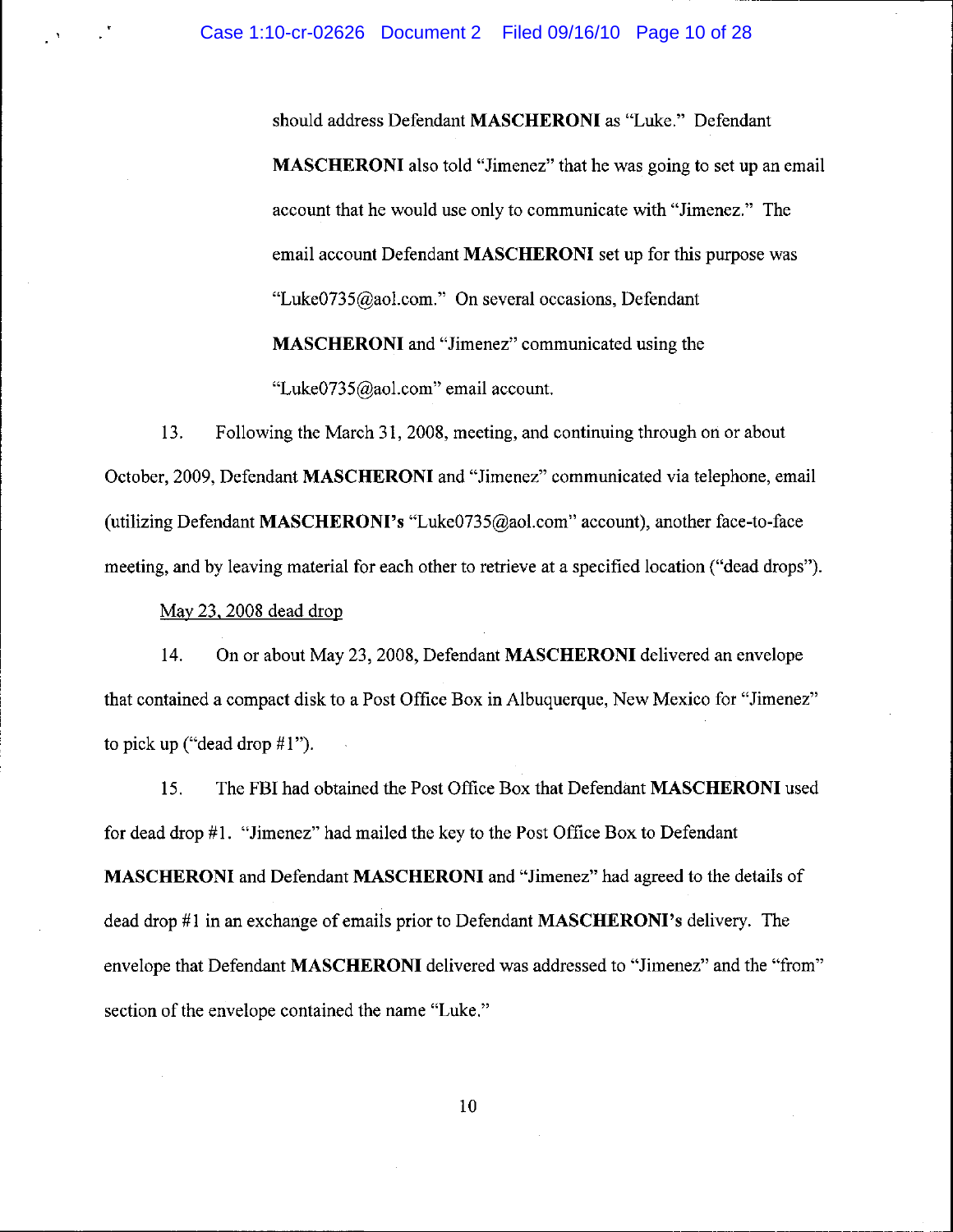should address Defendant **MASCHERONI** as "Luke." Defendant **MASCHERONI** also told "Jimenez" that he was going to set up an email account that he would use only to communicate with "Jimenez." The email account Defendant **MASCHERONI** set up for this purpose was "Luke0735@aol.com." On several occasions, Defendant **MASCHERONI** and "Jimenez" communicated using the "Luke0735@aol.com" email account.

13. Following the March 31, 2008, meeting, and continuing through on or about October, 2009, Defendant **MASCHERONI** and "Jimenez" communicated via telephone, email (utilizing Defendant **MASCHERONI's** "Luke0735@aol.com" account), another face-to-face meeting, and by leaving material for each other to retrieve at a specified location ("dead drops").

<u>May 23, 2008 dead drop</u>

14. On or about May 23, 2008, Defendant **MASCHERONI** delivered an envelope that contained a compact disk to a Post Office Box in Albuquerque, New Mexico for "Jimenez" to pick up ("dead drop #1").

15. The FBI had obtained the Post Office Box that Defendant **MASCHERONI** used for dead drop #1. "Jimenez" had mailed the key to the Post Office Box to Defendant **MASCHERONI** and Defendant **MASCHERONI** and "Jimenez" had agreed to the details of dead drop #1 in an exchange of emails prior to Defendant **MASCHERONI's** delivery. The envelope that Defendant **MASCHERONI** delivered was addressed to "Jimenez" and the "from" section of the envelope contained the name "Luke."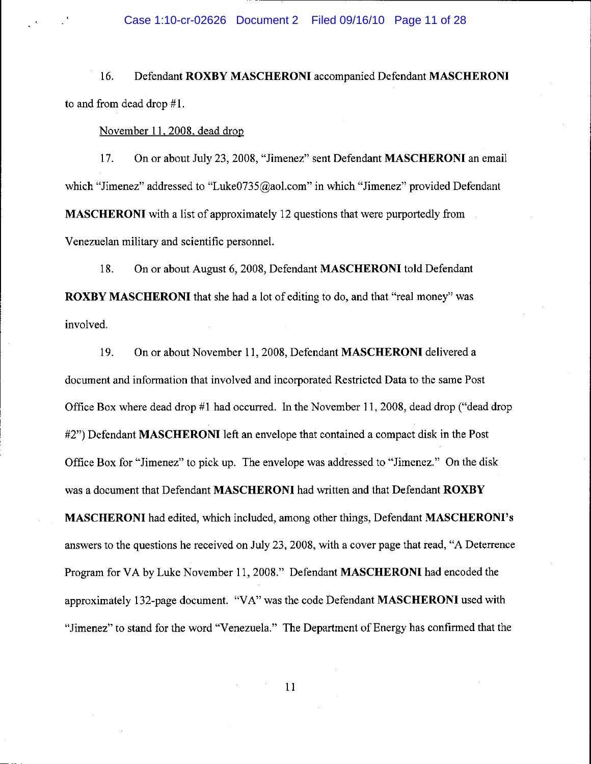16. Defendant **ROXBY MASCHERONI** accompanied Defendant **MASCHERONI** to and from dead drop #1.

November 11, 2008, dead drop

17. On or about July 23, 2008, "Jimenez" sent Defendant **MASCHERONI** an email which "Jimenez" addressed to "Luke0735@aol.com" in which "Jimenez" provided Defendant **MASCHERONI** with a list of approximately 12 questions that were purportedly from Venezuelan military and scientific personnel.

18. On or about August 6, 2008, Defendant **MASCHERONI** told Defendant **ROXBY MASCHERONI** that she had a lot of editing to do, and that "real money" was involved.

19. On or about November 11, 2008, Defendant **MASCHERONI** delivered a document and information that involved and incorporated Restricted Data to the same Post Office Box where dead drop #1 had occurred. In the November 11, 2008, dead drop ("dead drop #2") Defendant **MASCHERONI** left an envelope that contained a compact disk in the Post Office Box for "Jimenez" to pick up. The envelope was addressed to "Jimenez." On the disk was a document that Defendant **MASCHERONI** had written and that Defendant **ROXBY MASCHERONI** had edited, which included, among other things, Defendant **MASCHERONI's** answers to the questions he received on July 23, 2008, with a cover page that read, "A Deterrence Program for VA by Luke November 11, 2008." Defendant **MASCHERONI** had encoded the approximately 132-page document. "VA" was the code Defendant **MASCHERONI** used with "Jimenez" to stand for the word "Venezuela." The Department of Energy has confirmed that the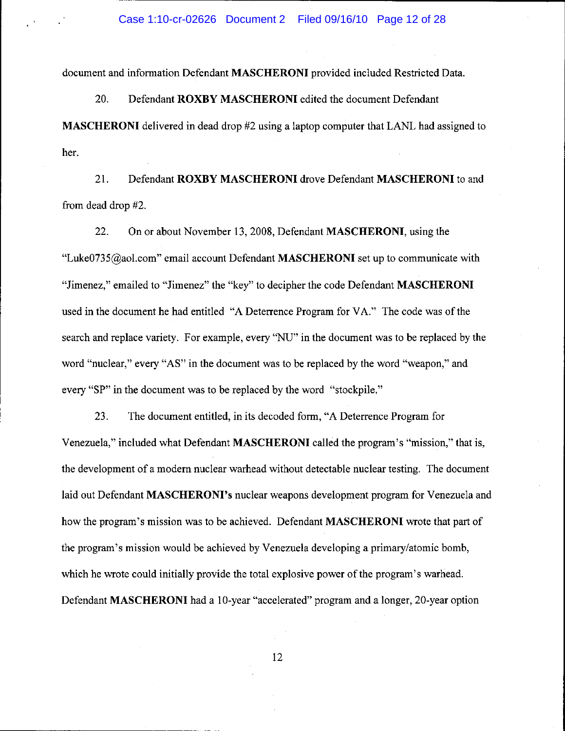document and information Defendant **MASCHERONI** provided included Restricted Data.

20. Defendant **ROXBY MASCHERONI** edited the document Defendant **MASCHERONI** delivered in dead drop #2 using a laptop computer that LANL had assigned to her.

21. Defendant **ROXBY MASCHERONI** drove Defendant **MASCHERONI** to and from dead drop #2.

22. On or about November 13, 2008, Defendant **MASCHERONI**, using the "Luke0735@aol.com" email account Defendant **MASCHERONI** set up to communicate with "Jimenez," emailed to "Jimenez" the "key" to decipher the code Defendant **MASCHERONI** used in the document he had entitled "A Deterrence Program for VA." The code was of the search and replace variety. For example, every "NU" in the document was to be replaced by the word "nuclear," every "AS" in the document was to be replaced by the word "weapon," and every "SP" in the document was to be replaced by the word "stockpile."

23. The document entitled, in its decoded form, "A Deterrence Program for Venezuela," included what Defendant **MASCHERONI** called the program's "mission," that is, the development of a modern nuclear warhead without detectable nuclear testing. The document laid out Defendant **MASCHERONI's** nuclear weapons development program for Venezuela and how the program's mission was to be achieved. Defendant **MASCHERONI** wrote that part of the program's mission would be achieved by Venezuela developing a primary/atomic bomb, which he wrote could initially provide the total explosive power of the program's warhead. Defendant **MASCHERONI** had a 10-year "accelerated" program and a longer, 20-year option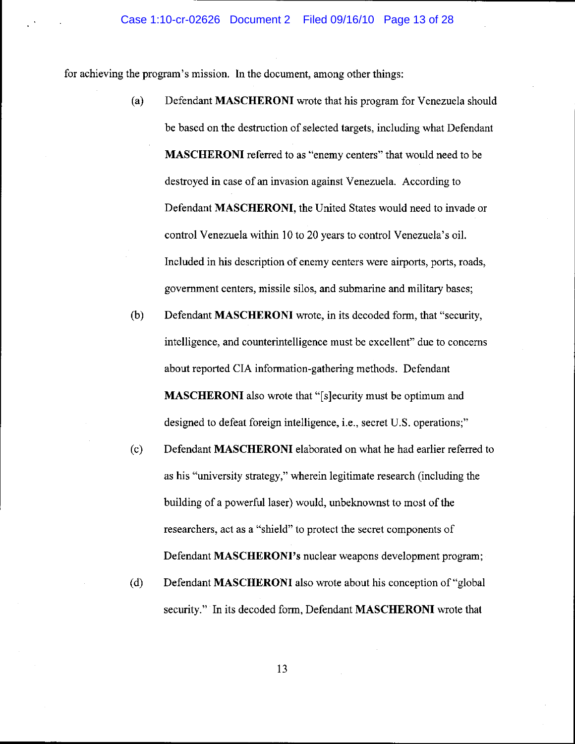for achieving the program's mission. In the document, among other things:

(a) Defendant **MASCHERONI** wrote that his program for Venezuela should be based on the destruction of selected targets, including what Defendant **MASCHERONI** referred to as "enemy centers" that would need to be destroyed in case of an invasion against Venezuela. According to Defendant **MASCHERONI**, the United States would need to invade or control Venezuela within 10 to 20 years to control Venezuela's oil. Included in his description of enemy centers were airports, ports, roads, government centers, missile silos, and submarine and military bases;

(b) Defendant **MASCHERONI** wrote, in its decoded form, that "security, intelligence, and counterintelligence must be excellent" due to concerns about reported CIA information-gathering methods. Defendant **MASCHERONI** also wrote that "[s]ecurity must be optimum and designed to defeat foreign intelligence, i.e., secret U.S. operations;"

(c) Defendant **MASCHERONI** elaborated on what he had earlier referred to as his "university strategy," wherein legitimate research (including the building of a powerful laser) would, unbeknownst to most of the researchers, act as a "shield" to protect the secret components of Defendant **MASCHERONI's** nuclear weapons development program;

(d) Defendant **MASCHERONI** also wrote about his conception of "global security." In its decoded form, Defendant **MASCHERONI** wrote that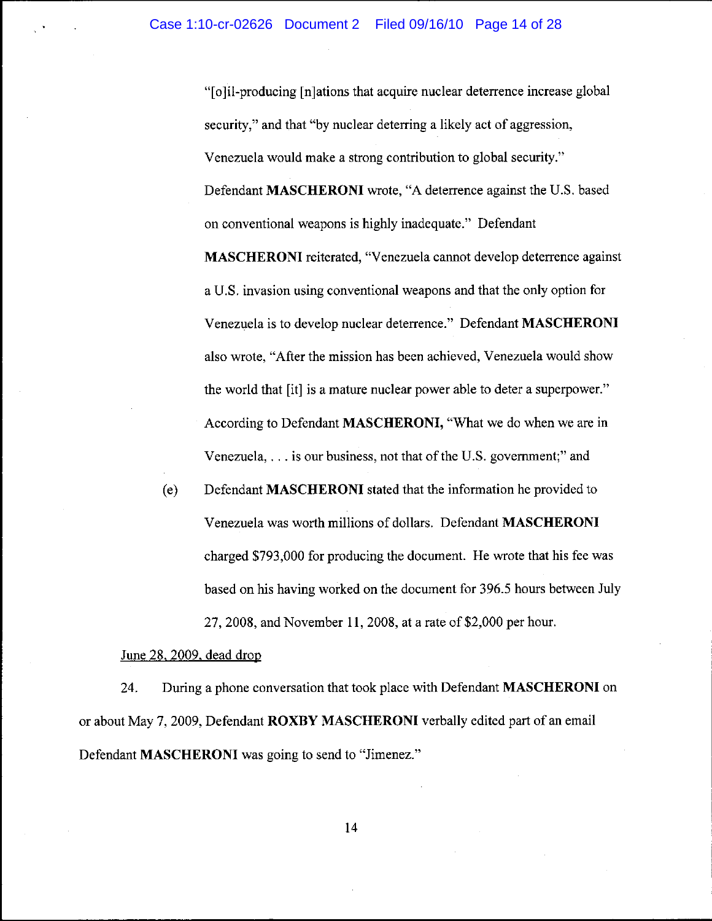"[o]il-producing [n]ations that acquire nuclear deterrence increase global security," and that "by nuclear deterring a likely act of aggression, Venezuela would make a strong contribution to global security." Defendant **MASCHERONI** wrote, "A deterrence against the U.S. based on conventional weapons is highly inadequate." Defendant **MASCHERONI** reiterated, "Venezuela cannot develop deterrence against a U.S. invasion using conventional weapons and that the only option for Venezuela is to develop nuclear deterrence." Defendant **MASCHERONI** also wrote, "After the mission has been achieved, Venezuela would show the world that [it] is a mature nuclear power able to deter a superpower." According to Defendant **MASCHERONI,** "What we do when we are in Venezuela, . . . is our business, not that of the U.S. government;" and

(e) Defendant **MASCHERONI** stated that the information he provided to Venezuela was worth millions of dollars. Defendant **MASCHERONI** charged $793,000 for producing the document. He wrote that his fee was based on his having worked on the document for 396.5 hours between July 27, 2008, and November 11, 2008, at a rate of $2,000 per hour.

<u>June 28, 2009, dead drop</u>

24. During a phone conversation that took place with Defendant **MASCHERONI** on or about May 7, 2009, Defendant **ROXBY MASCHERONI** verbally edited part of an email Defendant **MASCHERONI** was going to send to "Jimenez."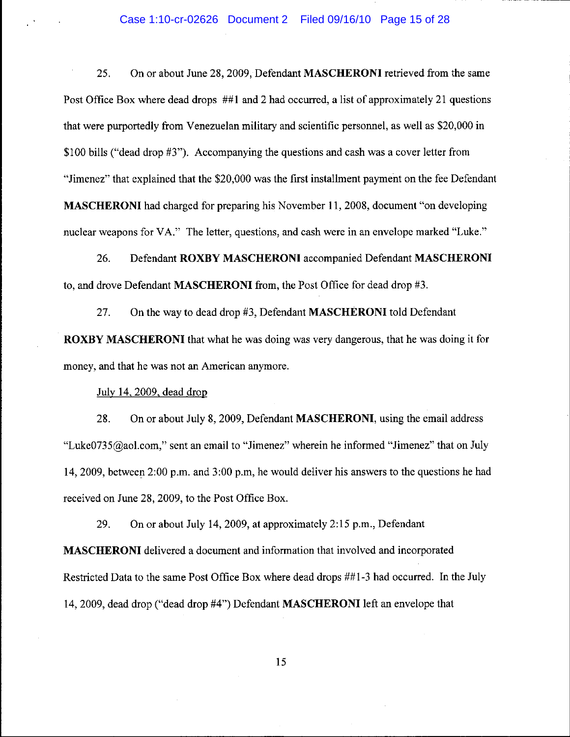25. On or about June 28, 2009, Defendant **MASCHERONI** retrieved from the same Post Office Box where dead drops ##1 and 2 had occurred, a list of approximately 21 questions that were purportedly from Venezuelan military and scientific personnel, as well as $20,000 in $100 bills ("dead drop #3"). Accompanying the questions and cash was a cover letter from "Jimenez" that explained that the $20,000 was the first installment payment on the fee Defendant **MASCHERONI** had charged for preparing his November 11, 2008, document "on developing nuclear weapons for VA." The letter, questions, and cash were in an envelope marked "Luke."

26. Defendant **ROXBY MASCHERONI** accompanied Defendant **MASCHERONI** to, and drove Defendant **MASCHERONI** from, the Post Office for dead drop #3.

27. On the way to dead drop #3, Defendant **MASCHERONI** told Defendant **ROXBY MASCHERONI** that what he was doing was very dangerous, that he was doing it for money, and that he was not an American anymore.

<u>July 14, 2009, dead drop</u>

28. On or about July 8, 2009, Defendant **MASCHERONI**, using the email address "Luke0735@aol.com," sent an email to "Jimenez" wherein he informed "Jimenez" that on July 14, 2009, between 2:00 p.m. and 3:00 p.m, he would deliver his answers to the questions he had received on June 28, 2009, to the Post Office Box.

29. On or about July 14, 2009, at approximately 2:15 p.m., Defendant **MASCHERONI** delivered a document and information that involved and incorporated Restricted Data to the same Post Office Box where dead drops ##1-3 had occurred. In the July 14, 2009, dead drop ("dead drop #4") Defendant **MASCHERONI** left an envelope that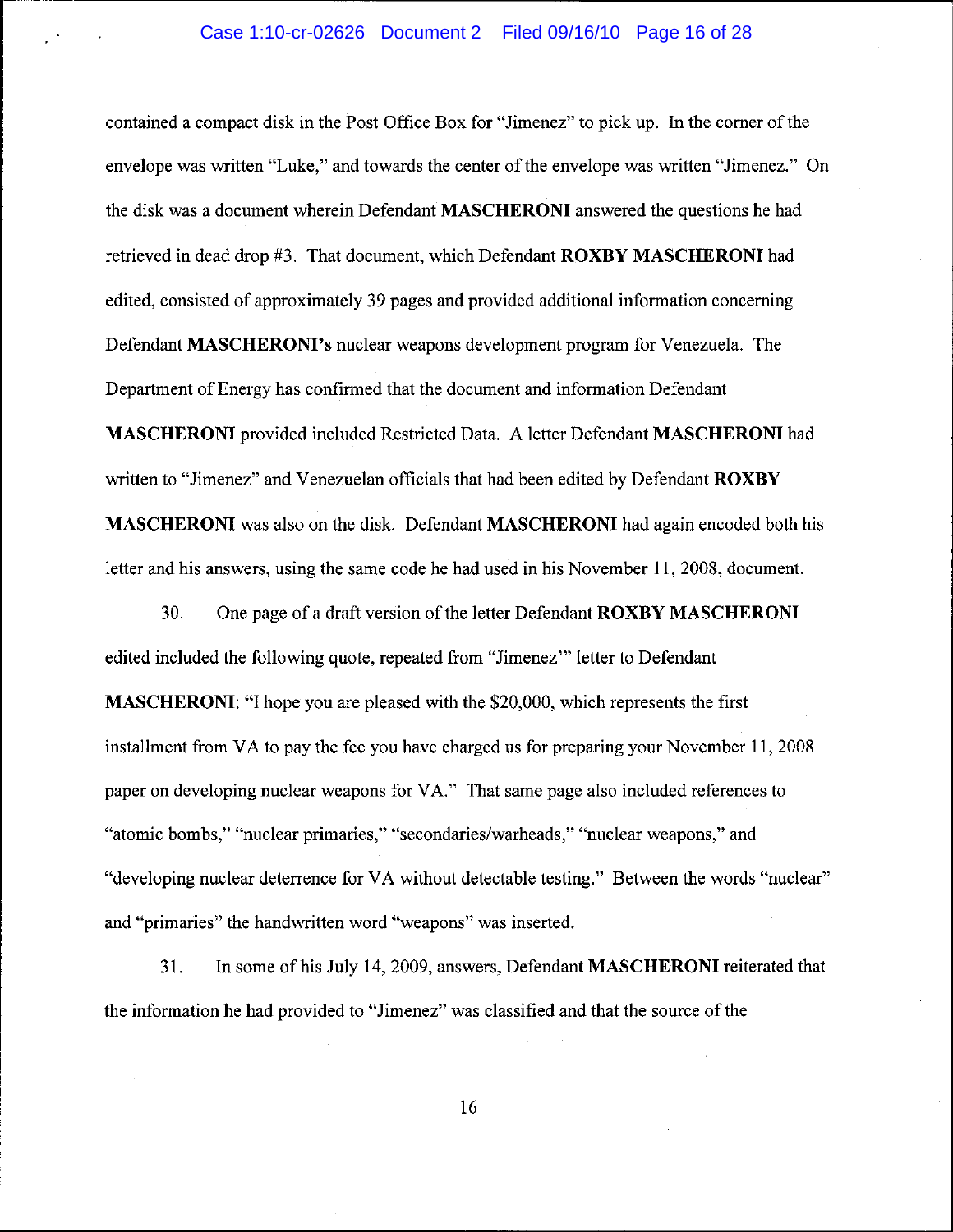contained a compact disk in the Post Office Box for "Jimenez" to pick up. In the corner of the envelope was written "Luke," and towards the center of the envelope was written "Jimenez." On the disk was a document wherein Defendant **MASCHERONI** answered the questions he had retrieved in dead drop #3. That document, which Defendant **ROXBY MASCHERONI** had edited, consisted of approximately 39 pages and provided additional information concerning Defendant **MASCHERONI's** nuclear weapons development program for Venezuela. The Department of Energy has confirmed that the document and information Defendant **MASCHERONI** provided included Restricted Data. A letter Defendant **MASCHERONI** had written to "Jimenez" and Venezuelan officials that had been edited by Defendant **ROXBY MASCHERONI** was also on the disk. Defendant **MASCHERONI** had again encoded both his letter and his answers, using the same code he had used in his November 11, 2008, document.

30. One page of a draft version of the letter Defendant **ROXBY MASCHERONI** edited included the following quote, repeated from "Jimenez'" letter to Defendant **MASCHERONI**: "I hope you are pleased with the $20,000, which represents the first installment from VA to pay the fee you have charged us for preparing your November 11, 2008 paper on developing nuclear weapons for VA." That same page also included references to "atomic bombs," "nuclear primaries," "secondaries/warheads," "nuclear weapons," and "developing nuclear deterrence for VA without detectable testing." Between the words "nuclear" and "primaries" the handwritten word "weapons" was inserted.

31. In some of his July 14, 2009, answers, Defendant **MASCHERONI** reiterated that the information he had provided to "Jimenez" was classified and that the source of the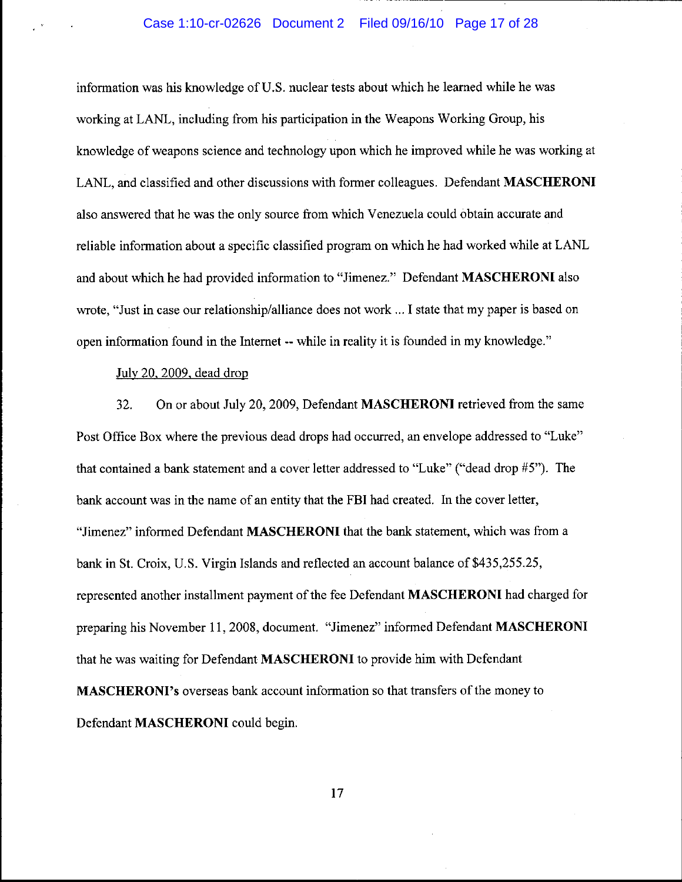information was his knowledge of U.S. nuclear tests about which he learned while he was working at LANL, including from his participation in the Weapons Working Group, his knowledge of weapons science and technology upon which he improved while he was working at LANL, and classified and other discussions with former colleagues. Defendant **MASCHERONI** also answered that he was the only source from which Venezuela could obtain accurate and reliable information about a specific classified program on which he had worked while at LANL and about which he had provided information to "Jimenez." Defendant **MASCHERONI** also wrote, "Just in case our relationship/alliance does not work ... I state that my paper is based on open information found in the Internet -- while in reality it is founded in my knowledge."

<u>July 20, 2009, dead drop</u>

32. On or about July 20, 2009, Defendant **MASCHERONI** retrieved from the same Post Office Box where the previous dead drops had occurred, an envelope addressed to "Luke" that contained a bank statement and a cover letter addressed to "Luke" ("dead drop #5"). The bank account was in the name of an entity that the FBI had created. In the cover letter, "Jimenez" informed Defendant **MASCHERONI** that the bank statement, which was from a bank in St. Croix, U.S. Virgin Islands and reflected an account balance of $435,255.25, represented another installment payment of the fee Defendant **MASCHERONI** had charged for preparing his November 11, 2008, document. "Jimenez" informed Defendant **MASCHERONI** that he was waiting for Defendant **MASCHERONI** to provide him with Defendant **MASCHERONI's** overseas bank account information so that transfers of the money to Defendant **MASCHERONI** could begin.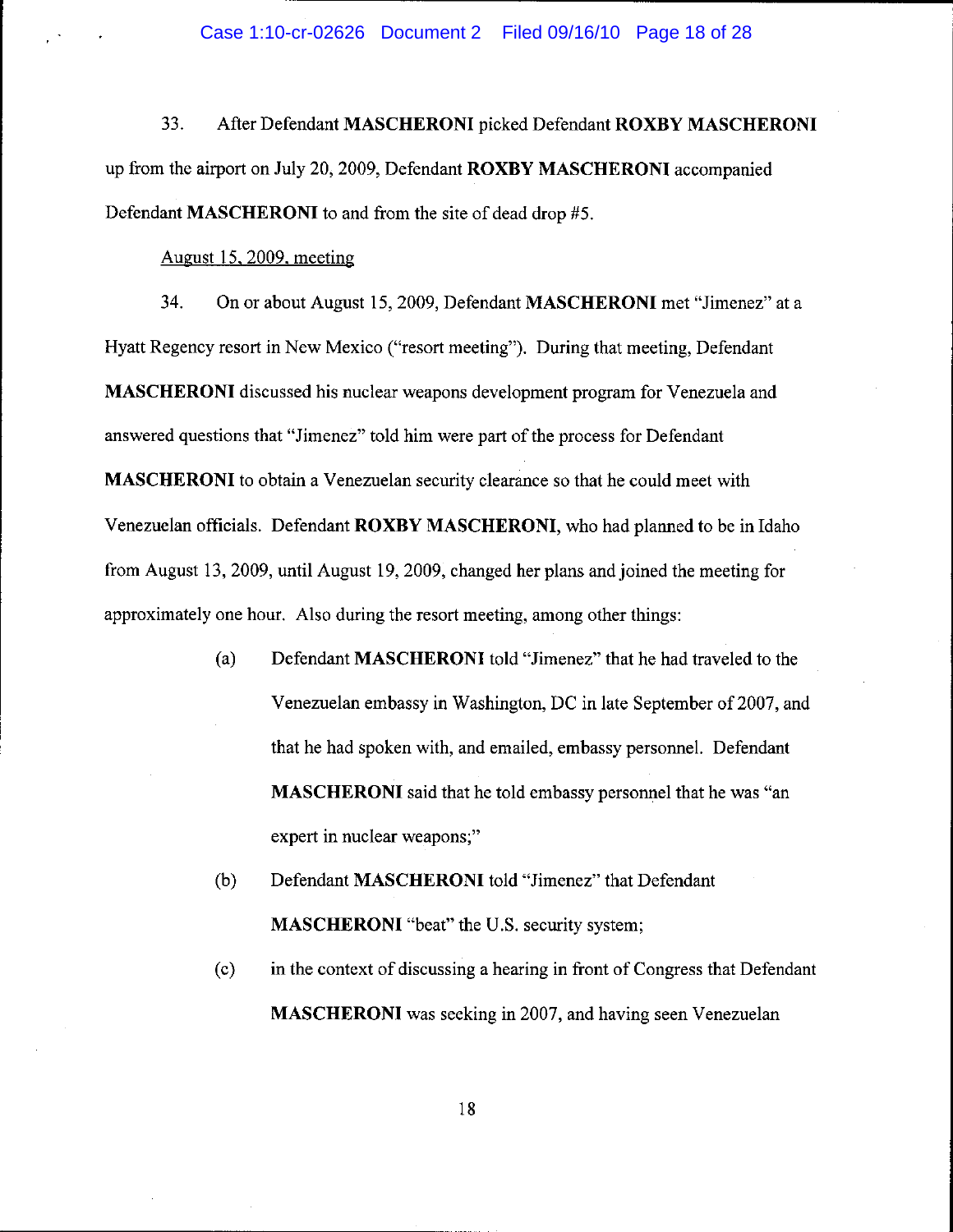33. After Defendant **MASCHERONI** picked Defendant **ROXBY MASCHERONI** up from the airport on July 20, 2009, Defendant **ROXBY MASCHERONI** accompanied Defendant **MASCHERONI** to and from the site of dead drop #5.

<u>August 15, 2009, meeting</u>

34. On or about August 15, 2009, Defendant **MASCHERONI** met "Jimenez" at a Hyatt Regency resort in New Mexico ("resort meeting"). During that meeting, Defendant **MASCHERONI** discussed his nuclear weapons development program for Venezuela and answered questions that "Jimenez" told him were part of the process for Defendant **MASCHERONI** to obtain a Venezuelan security clearance so that he could meet with Venezuelan officials. Defendant **ROXBY MASCHERONI**, who had planned to be in Idaho from August 13, 2009, until August 19, 2009, changed her plans and joined the meeting for approximately one hour. Also during the resort meeting, among other things:

(a) Defendant **MASCHERONI** told "Jimenez" that he had traveled to the Venezuelan embassy in Washington, DC in late September of 2007, and that he had spoken with, and emailed, embassy personnel. Defendant **MASCHERONI** said that he told embassy personnel that he was "an expert in nuclear weapons;"

(b) Defendant **MASCHERONI** told "Jimenez" that Defendant **MASCHERONI** "beat" the U.S. security system;

(c) in the context of discussing a hearing in front of Congress that Defendant **MASCHERONI** was seeking in 2007, and having seen Venezuelan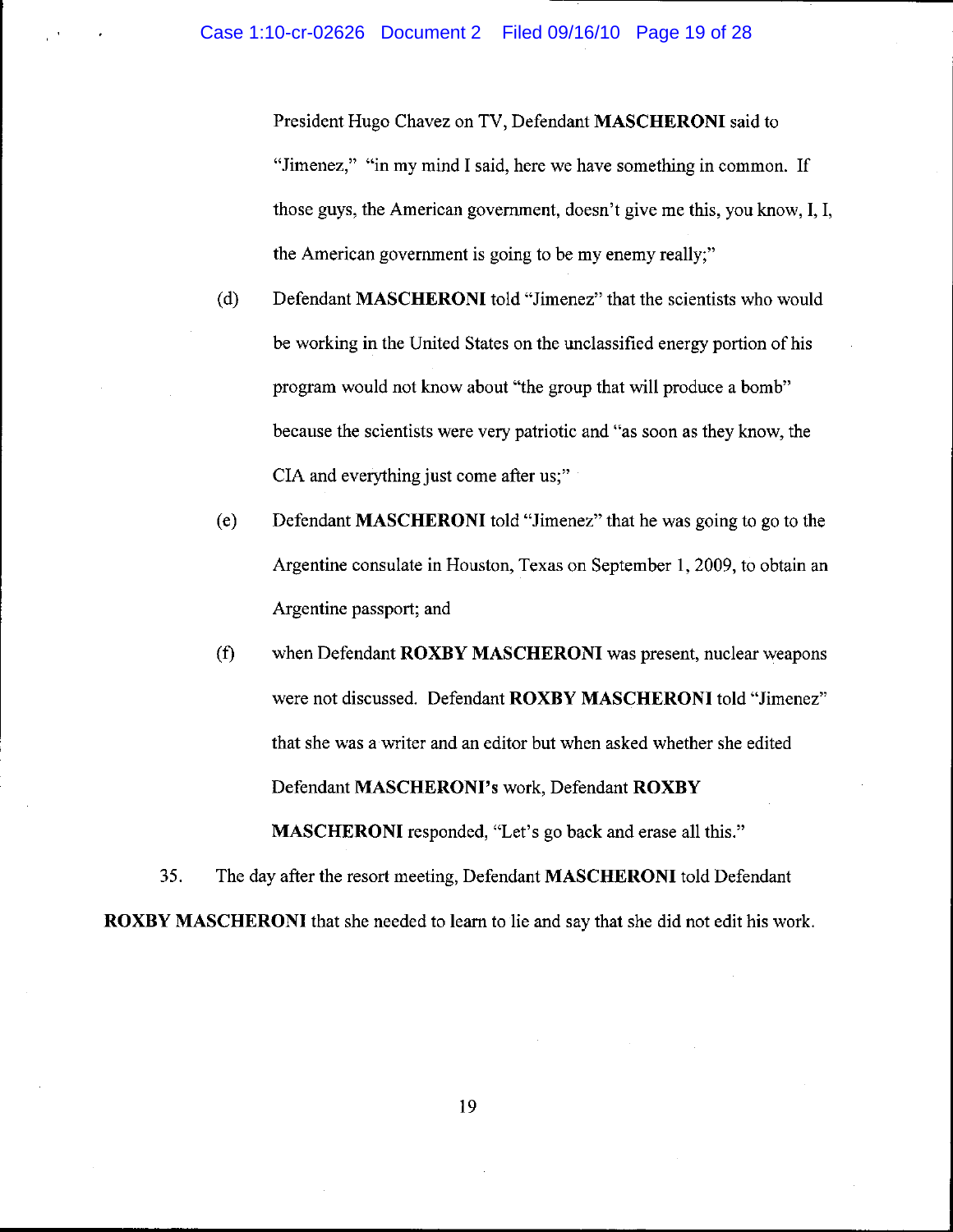President Hugo Chavez on TV, Defendant **MASCHERONI** said to "Jimenez," "in my mind I said, here we have something in common. If those guys, the American government, doesn't give me this, you know, I, I, the American government is going to be my enemy really;"

(d) Defendant **MASCHERONI** told "Jimenez" that the scientists who would be working in the United States on the unclassified energy portion of his program would not know about "the group that will produce a bomb" because the scientists were very patriotic and "as soon as they know, the CIA and everything just come after us;"

(e) Defendant **MASCHERONI** told "Jimenez" that he was going to go to the Argentine consulate in Houston, Texas on September 1, 2009, to obtain an Argentine passport; and

(f) when Defendant **ROXBY MASCHERONI** was present, nuclear weapons were not discussed. Defendant **ROXBY MASCHERONI** told "Jimenez" that she was a writer and an editor but when asked whether she edited Defendant **MASCHERONI's** work, Defendant **ROXBY MASCHERONI** responded, "Let's go back and erase all this."

35. The day after the resort meeting, Defendant **MASCHERONI** told Defendant **ROXBY MASCHERONI** that she needed to learn to lie and say that she did not edit his work.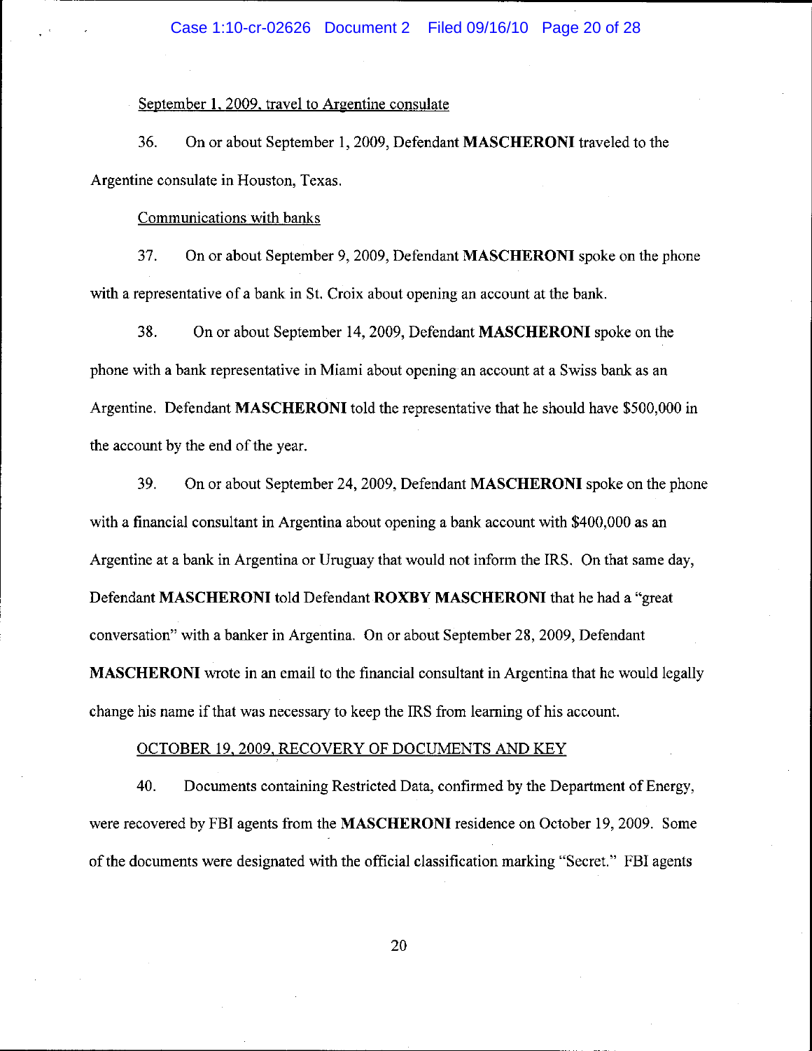September 1, 2009, travel to Argentine consulate

36. On or about September 1, 2009, Defendant **MASCHERONI** traveled to the Argentine consulate in Houston, Texas.

Communications with banks

37. On or about September 9, 2009, Defendant **MASCHERONI** spoke on the phone with a representative of a bank in St. Croix about opening an account at the bank.

38. On or about September 14, 2009, Defendant **MASCHERONI** spoke on the phone with a bank representative in Miami about opening an account at a Swiss bank as an Argentine. Defendant **MASCHERONI** told the representative that he should have $500,000 in the account by the end of the year.

39. On or about September 24, 2009, Defendant **MASCHERONI** spoke on the phone with a financial consultant in Argentina about opening a bank account with $400,000 as an Argentine at a bank in Argentina or Uruguay that would not inform the IRS. On that same day, Defendant **MASCHERONI** told Defendant **ROXBY MASCHERONI** that he had a "great conversation" with a banker in Argentina. On or about September 28, 2009, Defendant **MASCHERONI** wrote in an email to the financial consultant in Argentina that he would legally change his name if that was necessary to keep the IRS from learning of his account.

OCTOBER 19, 2009, RECOVERY OF DOCUMENTS AND KEY

40. Documents containing Restricted Data, confirmed by the Department of Energy, were recovered by FBI agents from the **MASCHERONI** residence on October 19, 2009. Some of the documents were designated with the official classification marking "Secret." FBI agents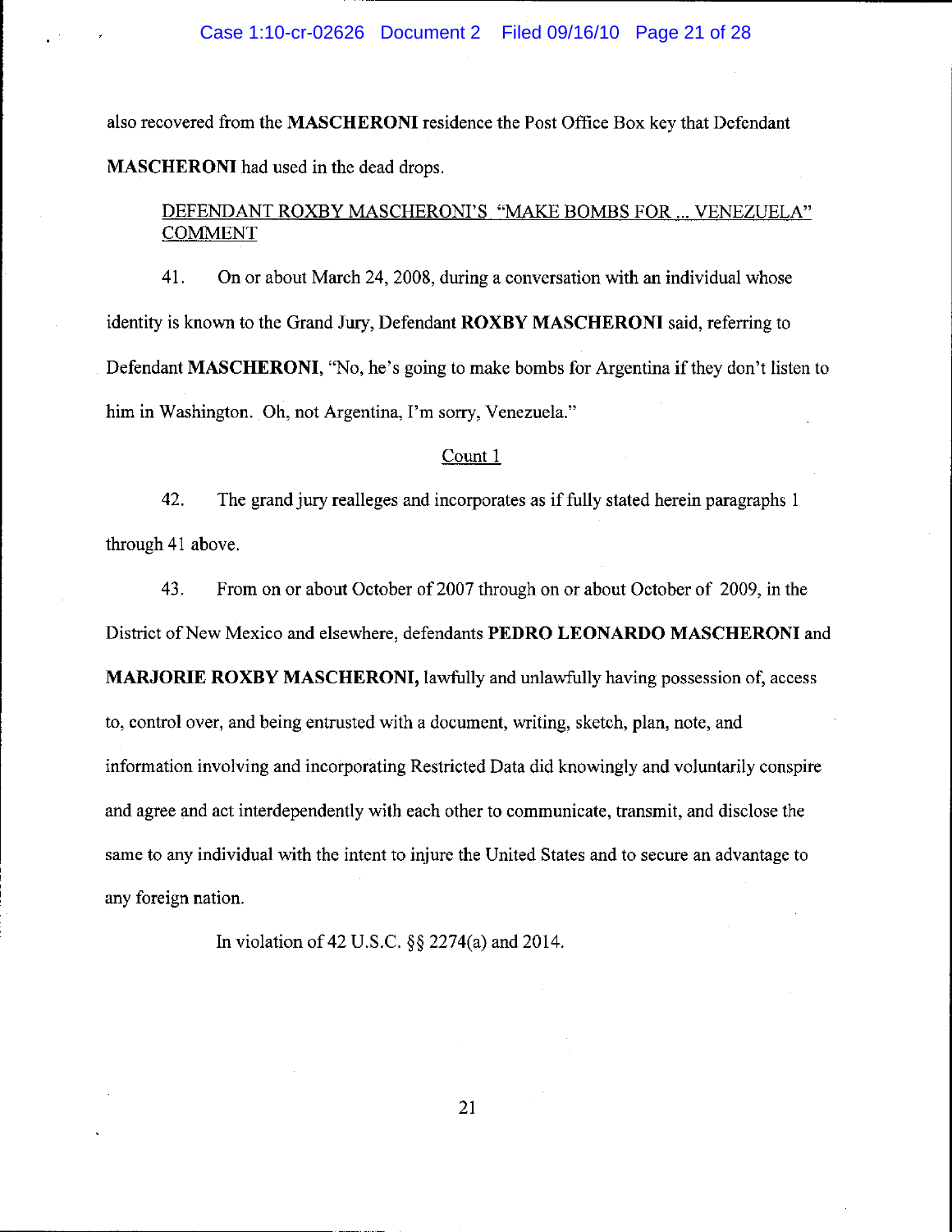also recovered from the **MASCHERONI** residence the Post Office Box key that Defendant **MASCHERONI** had used in the dead drops.

DEFENDANT ROXBY MASCHERONI'S "MAKE BOMBS FOR ... VENEZUELA" COMMENT

41. On or about March 24, 2008, during a conversation with an individual whose identity is known to the Grand Jury, Defendant **ROXBY MASCHERONI** said, referring to Defendant **MASCHERONI**, "No, he's going to make bombs for Argentina if they don't listen to him in Washington. Oh, not Argentina, I'm sorry, Venezuela."

Count 1

42. The grand jury realleges and incorporates as if fully stated herein paragraphs 1 through 41 above.

43. From on or about October of 2007 through on or about October of 2009, in the District of New Mexico and elsewhere, defendants **PEDRO LEONARDO MASCHERONI** and **MARJORIE ROXBY MASCHERONI,** lawfully and unlawfully having possession of, access to, control over, and being entrusted with a document, writing, sketch, plan, note, and information involving and incorporating Restricted Data did knowingly and voluntarily conspire and agree and act interdependently with each other to communicate, transmit, and disclose the same to any individual with the intent to injure the United States and to secure an advantage to any foreign nation.

In violation of 42 U.S.C. §§ 2274(a) and 2014.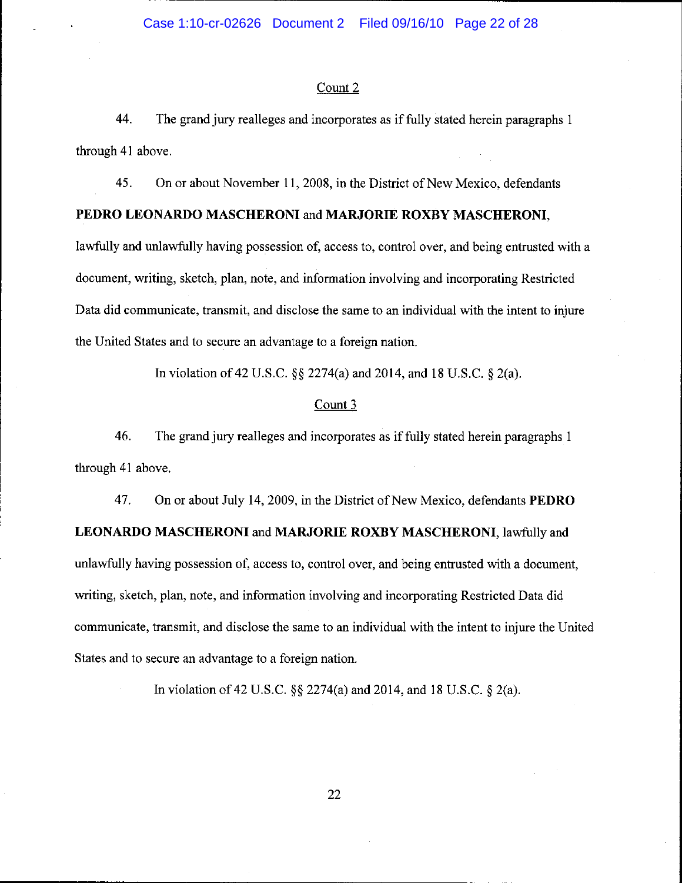Count 2

44. The grand jury realleges and incorporates as if fully stated herein paragraphs 1 through 41 above.

45. On or about November 11, 2008, in the District of New Mexico, defendants **PEDRO LEONARDO MASCHERONI** and **MARJORIE ROXBY MASCHERONI**, lawfully and unlawfully having possession of, access to, control over, and being entrusted with a document, writing, sketch, plan, note, and information involving and incorporating Restricted Data did communicate, transmit, and disclose the same to an individual with the intent to injure the United States and to secure an advantage to a foreign nation.

In violation of 42 U.S.C. §§ 2274(a) and 2014, and 18 U.S.C. § 2(a).

Count 3

46. The grand jury realleges and incorporates as if fully stated herein paragraphs 1 through 41 above.

47. On or about July 14, 2009, in the District of New Mexico, defendants **PEDRO LEONARDO MASCHERONI** and **MARJORIE ROXBY MASCHERONI**, lawfully and unlawfully having possession of, access to, control over, and being entrusted with a document, writing, sketch, plan, note, and information involving and incorporating Restricted Data did communicate, transmit, and disclose the same to an individual with the intent to injure the United States and to secure an advantage to a foreign nation.

In violation of 42 U.S.C. §§ 2274(a) and 2014, and 18 U.S.C. § 2(a).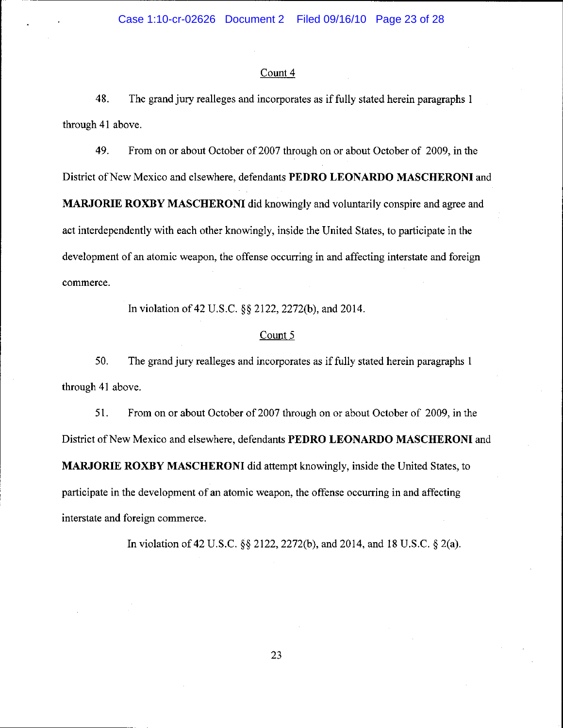Count 4

48. The grand jury realleges and incorporates as if fully stated herein paragraphs 1 through 41 above.

49. From on or about October of 2007 through on or about October of 2009, in the District of New Mexico and elsewhere, defendants **PEDRO LEONARDO MASCHERONI** and **MARJORIE ROXBY MASCHERONI** did knowingly and voluntarily conspire and agree and act interdependently with each other knowingly, inside the United States, to participate in the development of an atomic weapon, the offense occurring in and affecting interstate and foreign commerce.

In violation of 42 U.S.C. §§ 2122, 2272(b), and 2014.

Count 5

50. The grand jury realleges and incorporates as if fully stated herein paragraphs 1 through 41 above.

51. From on or about October of 2007 through on or about October of 2009, in the District of New Mexico and elsewhere, defendants **PEDRO LEONARDO MASCHERONI** and **MARJORIE ROXBY MASCHERONI** did attempt knowingly, inside the United States, to participate in the development of an atomic weapon, the offense occurring in and affecting interstate and foreign commerce.

In violation of 42 U.S.C. §§ 2122, 2272(b), and 2014, and 18 U.S.C. § 2(a).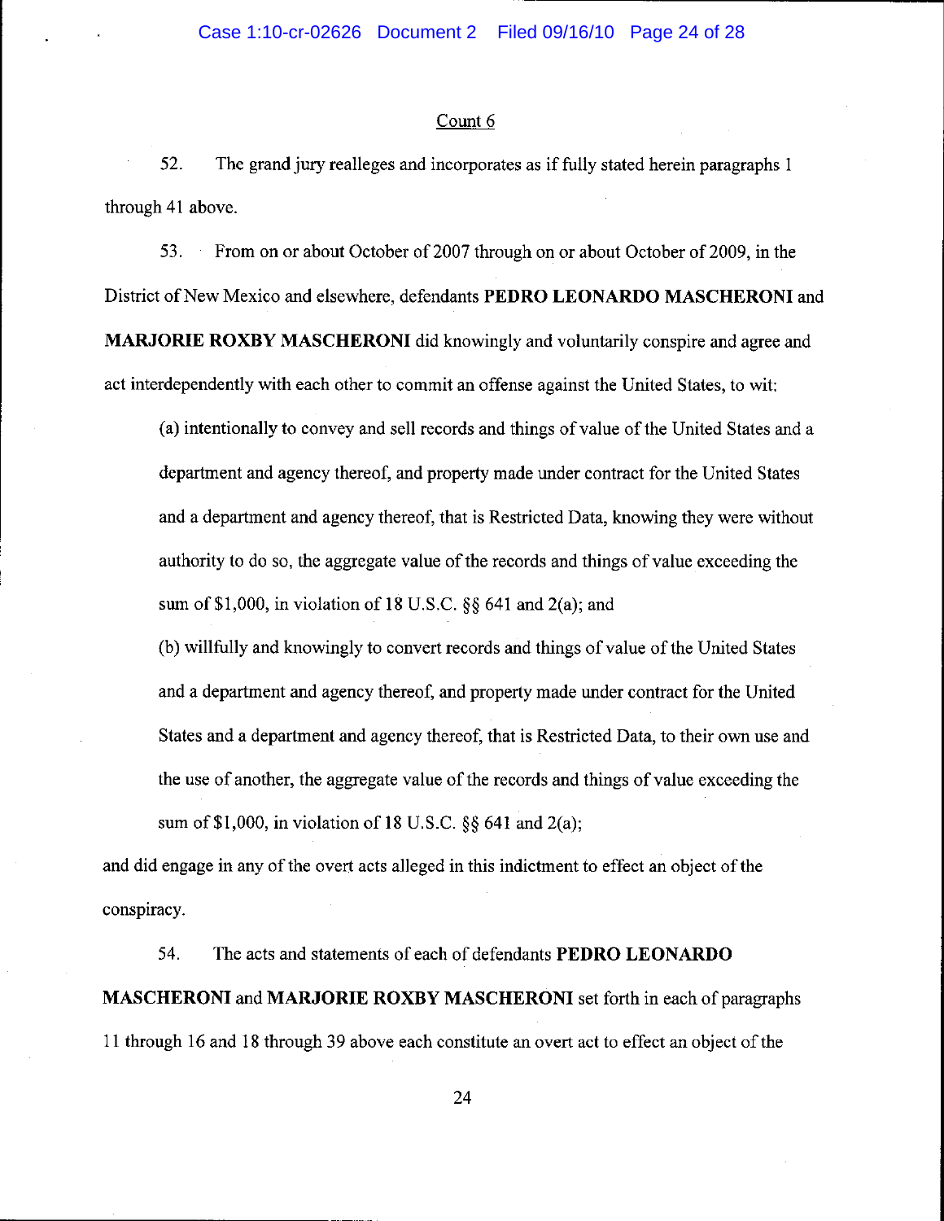## Count 6

52. The grand jury realleges and incorporates as if fully stated herein paragraphs 1 through 41 above.

53. From on or about October of 2007 through on or about October of 2009, in the District of New Mexico and elsewhere, defendants **PEDRO LEONARDO MASCHERONI** and **MARJORIE ROXBY MASCHERONI** did knowingly and voluntarily conspire and agree and act interdependently with each other to commit an offense against the United States, to wit:

(a) intentionally to convey and sell records and things of value of the United States and a department and agency thereof, and property made under contract for the United States and a department and agency thereof, that is Restricted Data, knowing they were without authority to do so, the aggregate value of the records and things of value exceeding the sum of $1,000, in violation of 18 U.S.C. §§ 641 and 2(a); and

(b) willfully and knowingly to convert records and things of value of the United States and a department and agency thereof, and property made under contract for the United States and a department and agency thereof, that is Restricted Data, to their own use and the use of another, the aggregate value of the records and things of value exceeding the sum of $1,000, in violation of 18 U.S.C. §§ 641 and 2(a);

and did engage in any of the overt acts alleged in this indictment to effect an object of the conspiracy.

54. The acts and statements of each of defendants **PEDRO LEONARDO MASCHERONI** and **MARJORIE ROXBY MASCHERONI** set forth in each of paragraphs 11 through 16 and 18 through 39 above each constitute an overt act to effect an object of the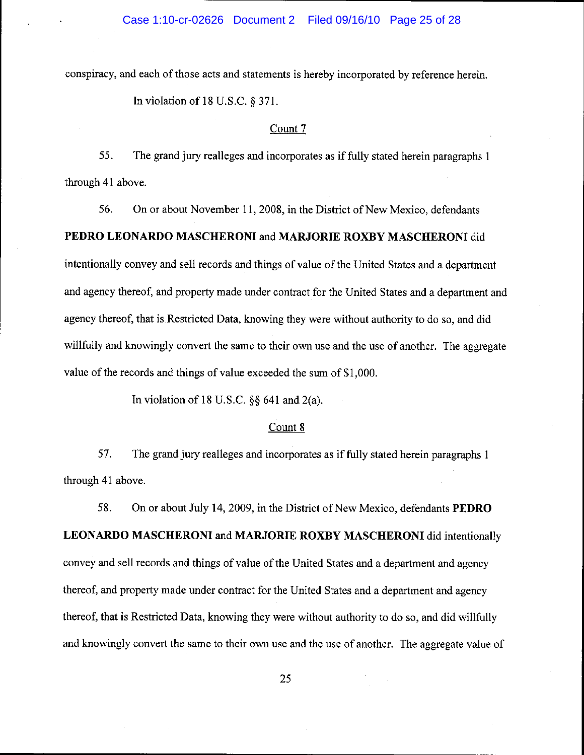conspiracy, and each of those acts and statements is hereby incorporated by reference herein.

In violation of 18 U.S.C. § 371.

## Count 7

55. The grand jury realleges and incorporates as if fully stated herein paragraphs 1 through 41 above.

56. On or about November 11, 2008, in the District of New Mexico, defendants **PEDRO LEONARDO MASCHERONI** and **MARJORIE ROXBY MASCHERONI** did intentionally convey and sell records and things of value of the United States and a department and agency thereof, and property made under contract for the United States and a department and agency thereof, that is Restricted Data, knowing they were without authority to do so, and did willfully and knowingly convert the same to their own use and the use of another. The aggregate value of the records and things of value exceeded the sum of $1,000.

In violation of 18 U.S.C. §§ 641 and 2(a).

## Count 8

57. The grand jury realleges and incorporates as if fully stated herein paragraphs 1 through 41 above.

58. On or about July 14, 2009, in the District of New Mexico, defendants **PEDRO LEONARDO MASCHERONI** and **MARJORIE ROXBY MASCHERONI** did intentionally convey and sell records and things of value of the United States and a department and agency thereof, and property made under contract for the United States and a department and agency thereof, that is Restricted Data, knowing they were without authority to do so, and did willfully and knowingly convert the same to their own use and the use of another. The aggregate value of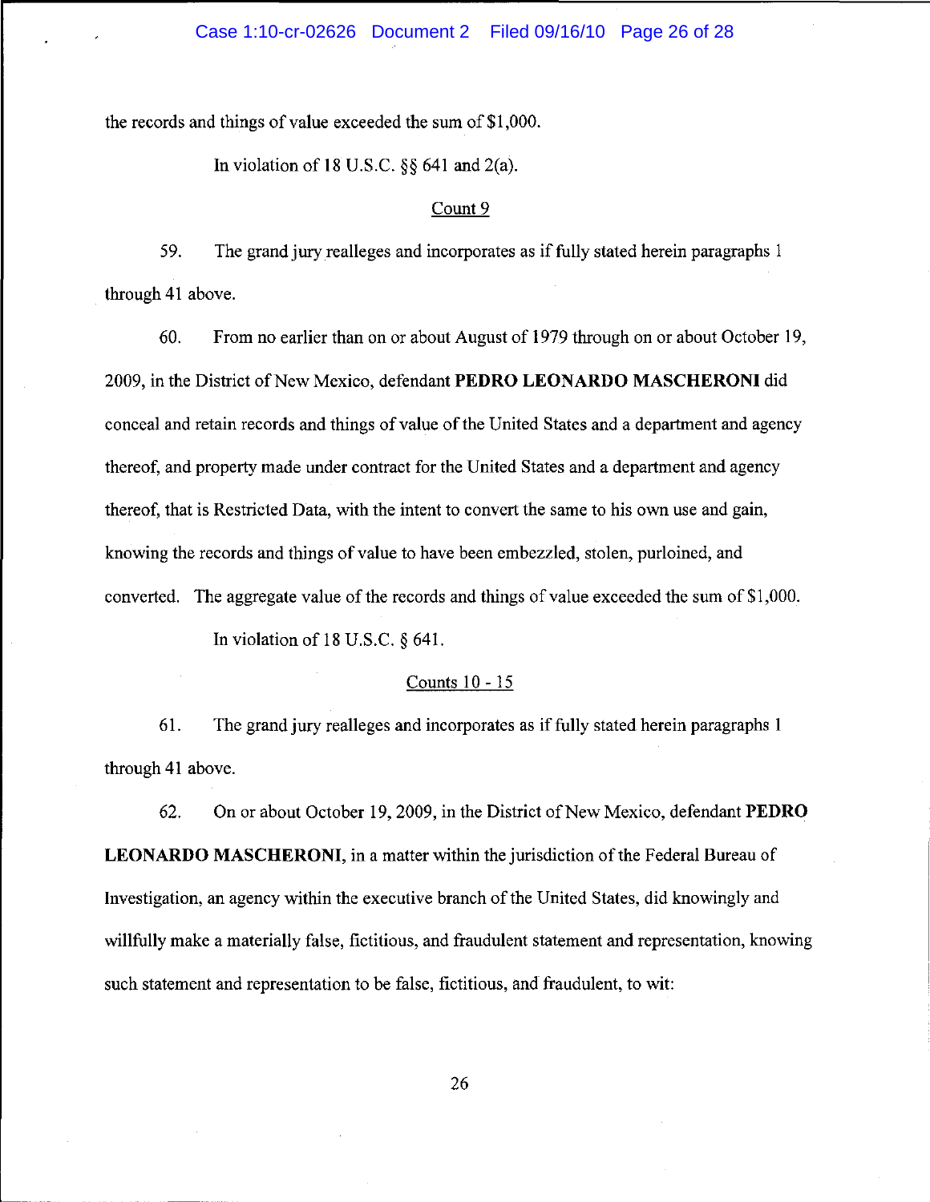the records and things of value exceeded the sum of $1,000.

In violation of 18 U.S.C. §§ 641 and 2(a).

Count 9

59. The grand jury realleges and incorporates as if fully stated herein paragraphs 1 through 41 above.

60. From no earlier than on or about August of 1979 through on or about October 19, 2009, in the District of New Mexico, defendant **PEDRO LEONARDO MASCHERONI** did conceal and retain records and things of value of the United States and a department and agency thereof, and property made under contract for the United States and a department and agency thereof, that is Restricted Data, with the intent to convert the same to his own use and gain, knowing the records and things of value to have been embezzled, stolen, purloined, and converted. The aggregate value of the records and things of value exceeded the sum of $1,000.

In violation of 18 U.S.C. § 641.

Counts 10 - 15

61. The grand jury realleges and incorporates as if fully stated herein paragraphs 1 through 41 above.

62. On or about October 19, 2009, in the District of New Mexico, defendant **PEDRO LEONARDO MASCHERONI**, in a matter within the jurisdiction of the Federal Bureau of Investigation, an agency within the executive branch of the United States, did knowingly and willfully make a materially false, fictitious, and fraudulent statement and representation, knowing such statement and representation to be false, fictitious, and fraudulent, to wit: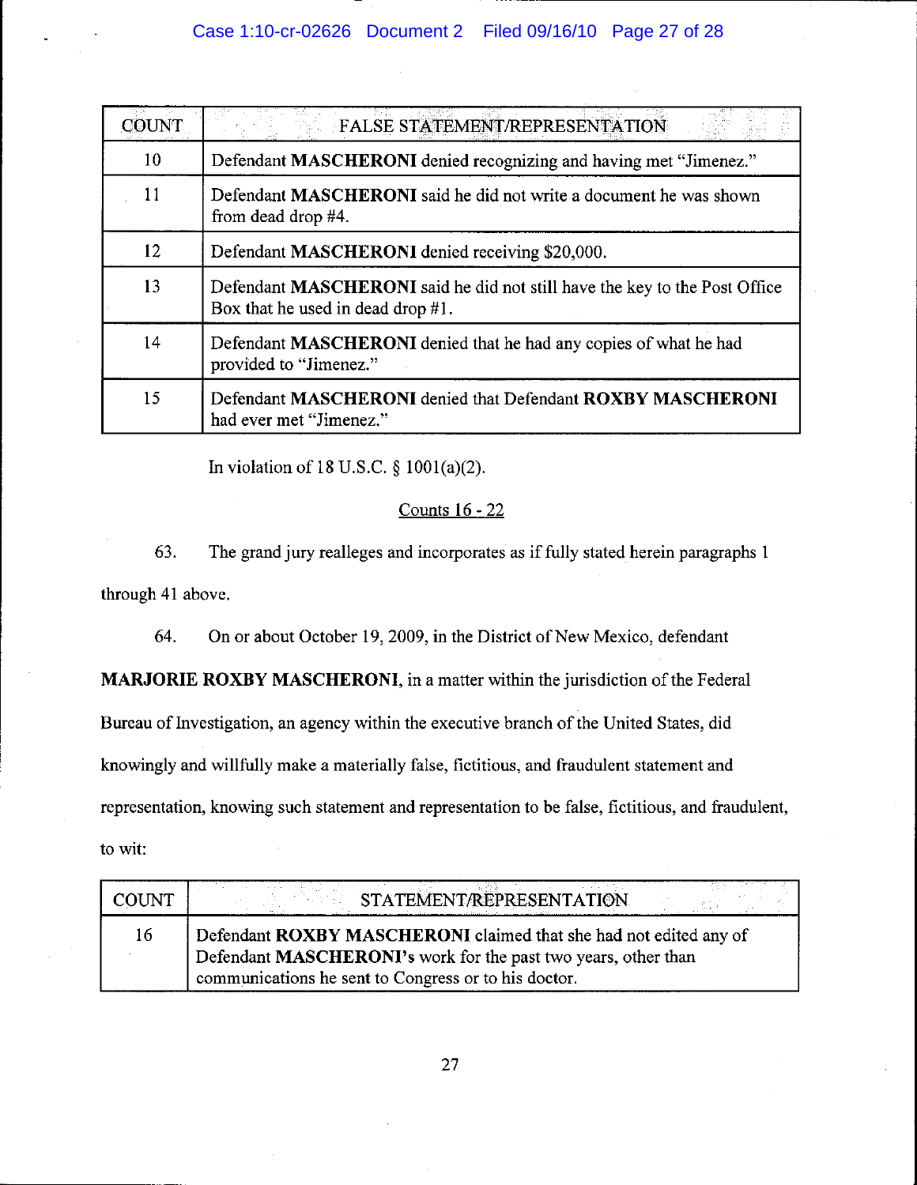| COUNT | FALSE STATEMENT/REPRESENTATION |
|---|---|
| 10 | Defendant **MASCHERONI** denied recognizing and having met "Jimenez." |
| 11 | Defendant **MASCHERONI** said he did not write a document he was shown from dead drop #4. |
| 12 | Defendant **MASCHERONI** denied receiving $20,000. |
| 13 | Defendant **MASCHERONI** said he did not still have the key to the Post Office Box that he used in dead drop #1. |
| 14 | Defendant **MASCHERONI** denied that he had any copies of what he had provided to "Jimenez." |
| 15 | Defendant **MASCHERONI** denied that Defendant **ROXBY MASCHERONI** had ever met "Jimenez." |

In violation of 18 U.S.C. § 1001(a)(2).

<u>Counts 16 - 22</u>

63. The grand jury realleges and incorporates as if fully stated herein paragraphs 1 through 41 above.

64. On or about October 19, 2009, in the District of New Mexico, defendant **MARJORIE ROXBY MASCHERONI**, in a matter within the jurisdiction of the Federal Bureau of Investigation, an agency within the executive branch of the United States, did knowingly and willfully make a materially false, fictitious, and fraudulent statement and representation, knowing such statement and representation to be false, fictitious, and fraudulent, to wit:

| COUNT | STATEMENT/REPRESENTATION |
|---|---|
| 16 | Defendant **ROXBY MASCHERONI** claimed that she had not edited any of Defendant **MASCHERONI's** work for the past two years, other than communications he sent to Congress or to his doctor. |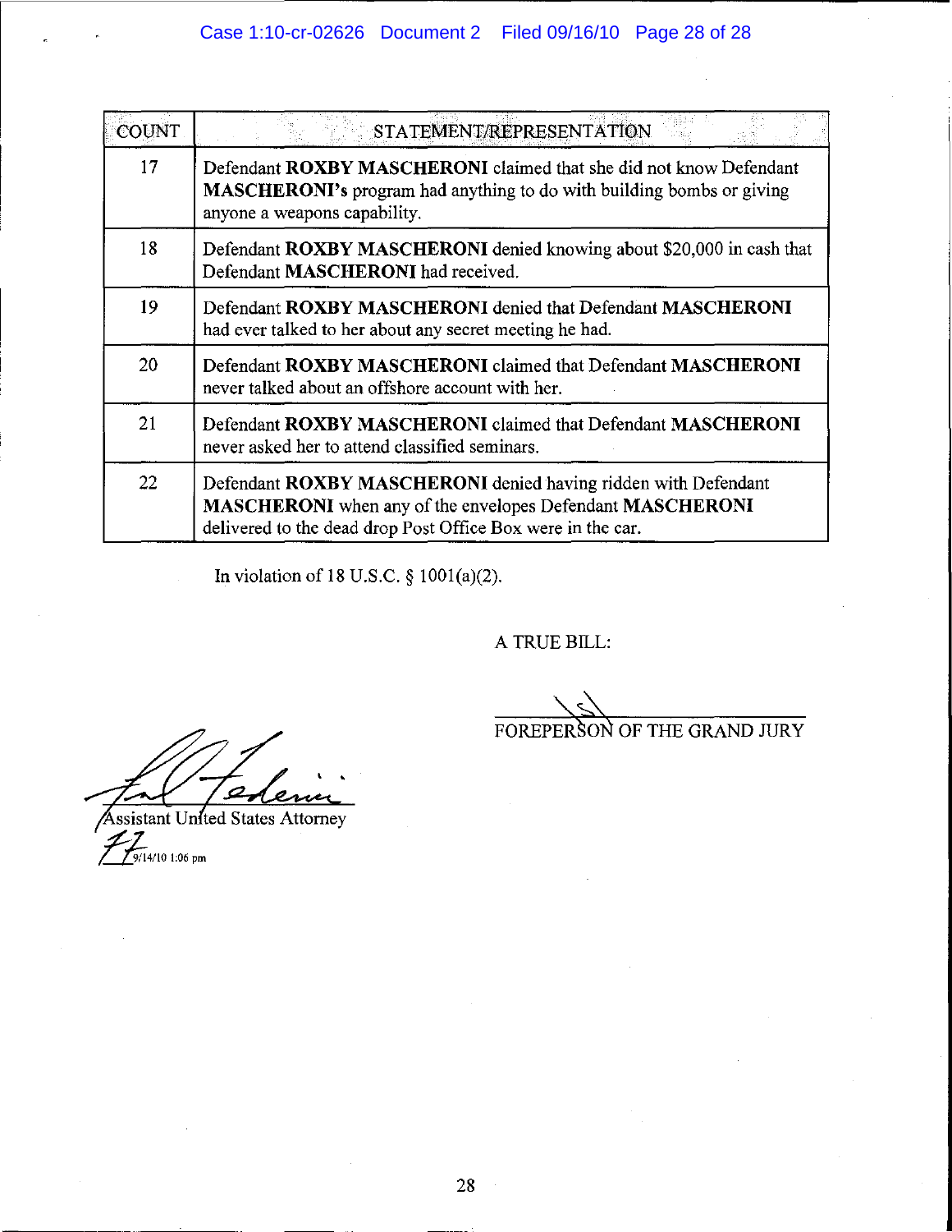| COUNT | STATEMENT/REPRESENTATION |
|---|---|
| 17 | Defendant **ROXBY MASCHERONI** claimed that she did not know Defendant **MASCHERONI's** program had anything to do with building bombs or giving anyone a weapons capability. |
| 18 | Defendant **ROXBY MASCHERONI** denied knowing about $20,000 in cash that Defendant **MASCHERONI** had received. |
| 19 | Defendant **ROXBY MASCHERONI** denied that Defendant **MASCHERONI** had ever talked to her about any secret meeting he had. |
| 20 | Defendant **ROXBY MASCHERONI** claimed that Defendant **MASCHERONI** never talked about an offshore account with her. |
| 21 | Defendant **ROXBY MASCHERONI** claimed that Defendant **MASCHERONI** never asked her to attend classified seminars. |
| 22 | Defendant **ROXBY MASCHERONI** denied having ridden with Defendant **MASCHERONI** when any of the envelopes Defendant **MASCHERONI** delivered to the dead drop Post Office Box were in the car. |

In violation of 18 U.S.C. § 1001(a)(2).

A TRUE BILL:

\S\
FOREPERSON OF THE GRAND JURY

Assistant United States Attorney
9/14/10 1:06 pm